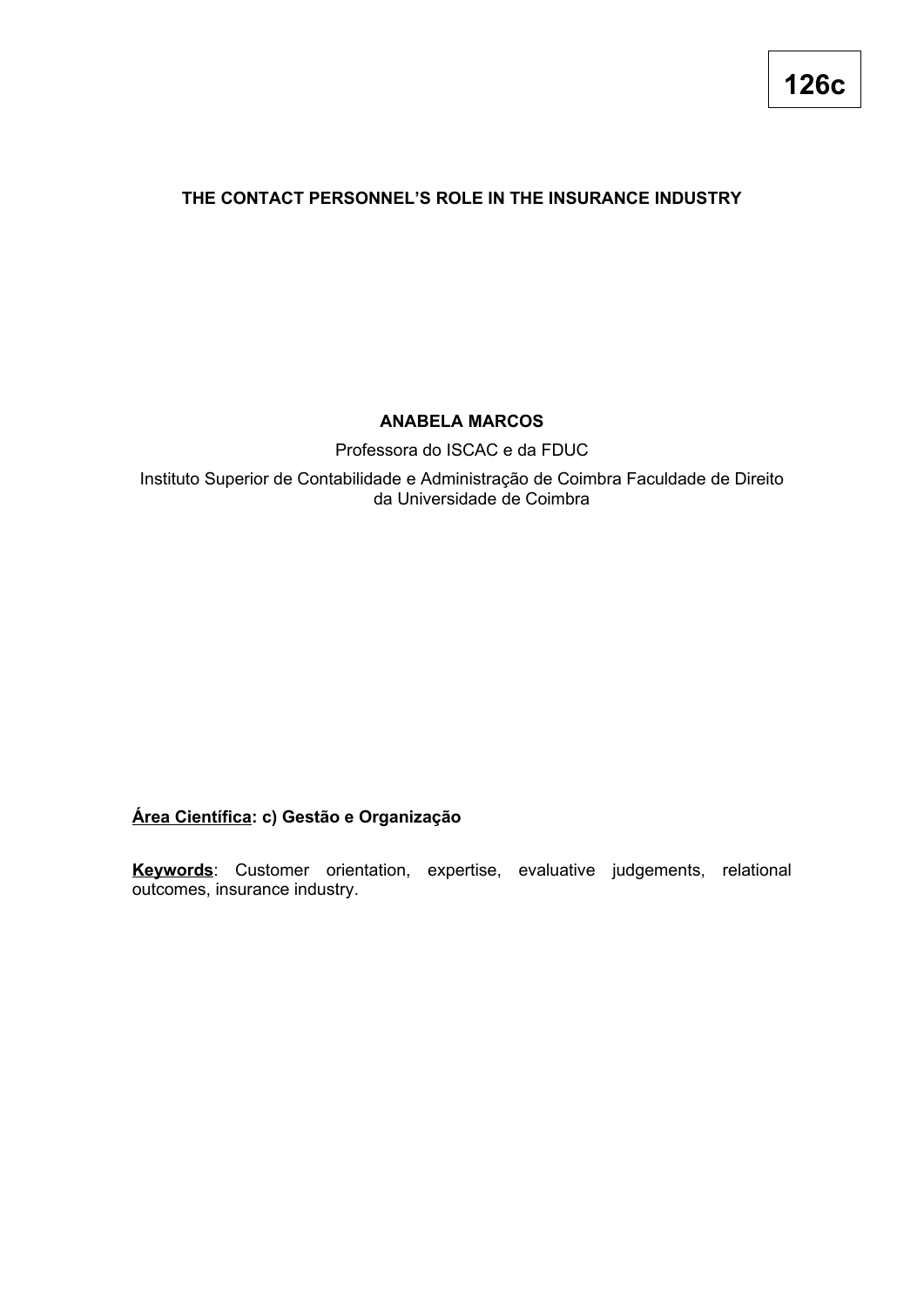126c

# THE CONTACT PERSONNEL'S ROLE IN THE INSURANCE INDUSTRY

**ANABELA MARCOS**

Professora do ISCAC e da FDUC

Instituto Superior de Contabilidade e Administração de Coimbra Faculdade de Direito da Universidade de Coimbra

**Área Científica: c) Gestão e Organização**

**Keywords**: Customer orientation, expertise, evaluative judgements, relational outcomes, insurance industry.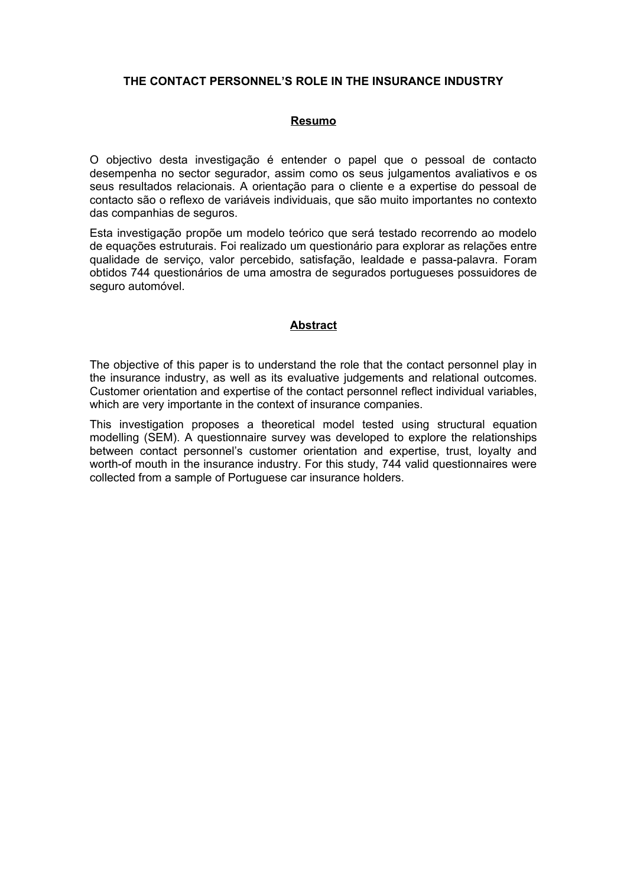# THE CONTACT PERSONNEL'S ROLE IN THE INSURANCE INDUSTRY

## Resumo

O objectivo desta investigação é entender o papel que o pessoal de contacto desempenha no sector segurador, assim como os seus julgamentos avaliativos e os seus resultados relacionais. A orientação para o cliente e a expertise do pessoal de contacto são o reflexo de variáveis individuais, que são muito importantes no contexto das companhias de seguros.

Esta investigação propõe um modelo teórico que será testado recorrendo ao modelo de equações estruturais. Foi realizado um questionário para explorar as relações entre qualidade de serviço, valor percebido, satisfação, lealdade e passa-palavra. Foram obtidos 744 questionários de uma amostra de segurados portugueses possuidores de seguro automóvel.

## Abstract

The objective of this paper is to understand the role that the contact personnel play in the insurance industry, as well as its evaluative judgements and relational outcomes. Customer orientation and expertise of the contact personnel reflect individual variables, which are very importante in the context of insurance companies.

This investigation proposes a theoretical model tested using structural equation modelling (SEM). A questionnaire survey was developed to explore the relationships between contact personnel's customer orientation and expertise, trust, loyalty and worth-of mouth in the insurance industry. For this study, 744 valid questionnaires were collected from a sample of Portuguese car insurance holders.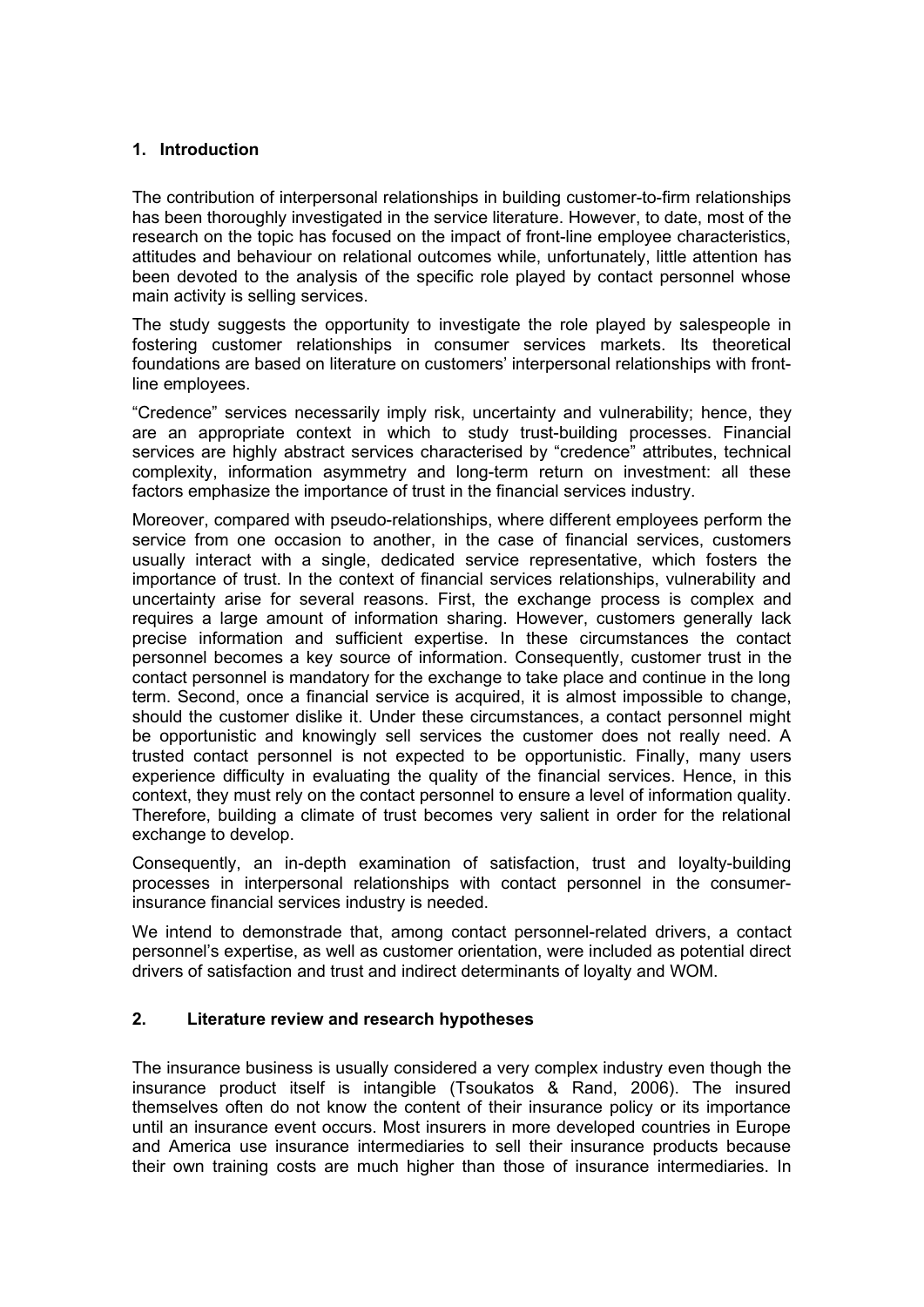## 1. Introduction

The contribution of interpersonal relationships in building customer-to-firm relationships has been thoroughly investigated in the service literature. However, to date, most of the research on the topic has focused on the impact of front-line employee characteristics, attitudes and behaviour on relational outcomes while, unfortunately, little attention has been devoted to the analysis of the specific role played by contact personnel whose main activity is selling services.

The study suggests the opportunity to investigate the role played by salespeople in fostering customer relationships in consumer services markets. Its theoretical foundations are based on literature on customers' interpersonal relationships with front-line employees.

"Credence" services necessarily imply risk, uncertainty and vulnerability; hence, they are an appropriate context in which to study trust-building processes. Financial services are highly abstract services characterised by "credence" attributes, technical complexity, information asymmetry and long-term return on investment: all these factors emphasize the importance of trust in the financial services industry.

Moreover, compared with pseudo-relationships, where different employees perform the service from one occasion to another, in the case of financial services, customers usually interact with a single, dedicated service representative, which fosters the importance of trust. In the context of financial services relationships, vulnerability and uncertainty arise for several reasons. First, the exchange process is complex and requires a large amount of information sharing. However, customers generally lack precise information and sufficient expertise. In these circumstances the contact personnel becomes a key source of information. Consequently, customer trust in the contact personnel is mandatory for the exchange to take place and continue in the long term. Second, once a financial service is acquired, it is almost impossible to change, should the customer dislike it. Under these circumstances, a contact personnel might be opportunistic and knowingly sell services the customer does not really need. A trusted contact personnel is not expected to be opportunistic. Finally, many users experience difficulty in evaluating the quality of the financial services. Hence, in this context, they must rely on the contact personnel to ensure a level of information quality. Therefore, building a climate of trust becomes very salient in order for the relational exchange to develop.

Consequently, an in-depth examination of satisfaction, trust and loyalty-building processes in interpersonal relationships with contact personnel in the consumer-insurance financial services industry is needed.

We intend to demonstrade that, among contact personnel-related drivers, a contact personnel's expertise, as well as customer orientation, were included as potential direct drivers of satisfaction and trust and indirect determinants of loyalty and WOM.

## 2. Literature review and research hypotheses

The insurance business is usually considered a very complex industry even though the insurance product itself is intangible (Tsoukatos & Rand, 2006). The insured themselves often do not know the content of their insurance policy or its importance until an insurance event occurs. Most insurers in more developed countries in Europe and America use insurance intermediaries to sell their insurance products because their own training costs are much higher than those of insurance intermediaries. In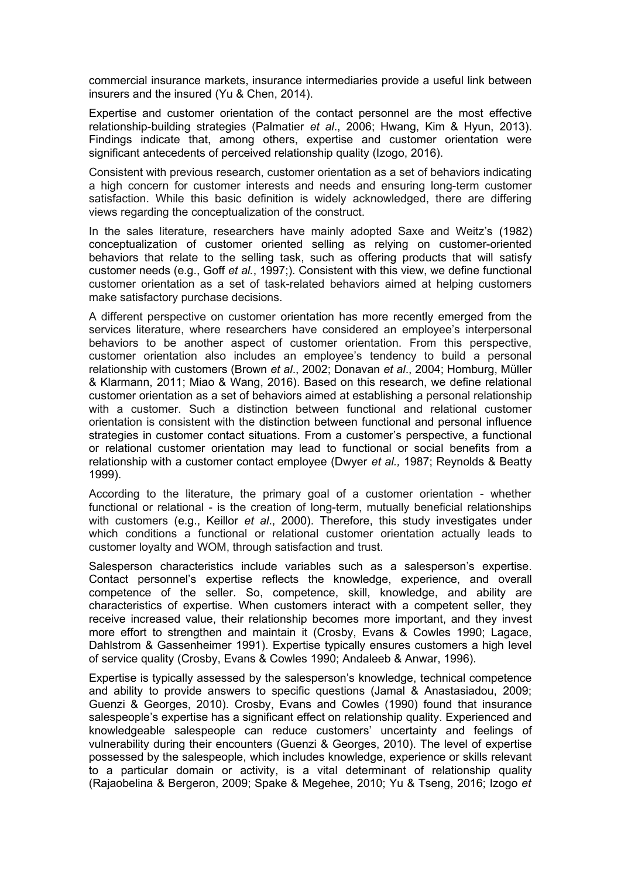commercial insurance markets, insurance intermediaries provide a useful link between insurers and the insured (Yu & Chen, 2014).

Expertise and customer orientation of the contact personnel are the most effective relationship-building strategies (Palmatier *et al*., 2006; Hwang, Kim & Hyun, 2013). Findings indicate that, among others, expertise and customer orientation were significant antecedents of perceived relationship quality (Izogo, 2016).

Consistent with previous research, customer orientation as a set of behaviors indicating a high concern for customer interests and needs and ensuring long-term customer satisfaction. While this basic definition is widely acknowledged, there are differing views regarding the conceptualization of the construct.

In the sales literature, researchers have mainly adopted Saxe and Weitz's (1982) conceptualization of customer oriented selling as relying on customer-oriented behaviors that relate to the selling task, such as offering products that will satisfy customer needs (e.g., Goff *et al.*, 1997;). Consistent with this view, we define functional customer orientation as a set of task-related behaviors aimed at helping customers make satisfactory purchase decisions.

A different perspective on customer orientation has more recently emerged from the services literature, where researchers have considered an employee's interpersonal behaviors to be another aspect of customer orientation. From this perspective, customer orientation also includes an employee's tendency to build a personal relationship with customers (Brown *et al*., 2002; Donavan *et al*., 2004; Homburg, Müller & Klarmann, 2011; Miao & Wang, 2016). Based on this research, we define relational customer orientation as a set of behaviors aimed at establishing a personal relationship with a customer. Such a distinction between functional and relational customer orientation is consistent with the distinction between functional and personal influence strategies in customer contact situations. From a customer's perspective, a functional or relational customer orientation may lead to functional or social benefits from a relationship with a customer contact employee (Dwyer *et al.,* 1987; Reynolds & Beatty 1999).

According to the literature, the primary goal of a customer orientation - whether functional or relational - is the creation of long-term, mutually beneficial relationships with customers (e.g., Keillor *et al*., 2000). Therefore, this study investigates under which conditions a functional or relational customer orientation actually leads to customer loyalty and WOM, through satisfaction and trust.

Salesperson characteristics include variables such as a salesperson's expertise. Contact personnel's expertise reflects the knowledge, experience, and overall competence of the seller. So, competence, skill, knowledge, and ability are characteristics of expertise. When customers interact with a competent seller, they receive increased value, their relationship becomes more important, and they invest more effort to strengthen and maintain it (Crosby, Evans & Cowles 1990; Lagace, Dahlstrom & Gassenheimer 1991). Expertise typically ensures customers a high level of service quality (Crosby, Evans & Cowles 1990; Andaleeb & Anwar, 1996).

Expertise is typically assessed by the salesperson's knowledge, technical competence and ability to provide answers to specific questions (Jamal & Anastasiadou, 2009; Guenzi & Georges, 2010). Crosby, Evans and Cowles (1990) found that insurance salespeople's expertise has a significant effect on relationship quality. Experienced and knowledgeable salespeople can reduce customers' uncertainty and feelings of vulnerability during their encounters (Guenzi & Georges, 2010). The level of expertise possessed by the salespeople, which includes knowledge, experience or skills relevant to a particular domain or activity, is a vital determinant of relationship quality (Rajaobelina & Bergeron, 2009; Spake & Megehee, 2010; Yu & Tseng, 2016; Izogo *et*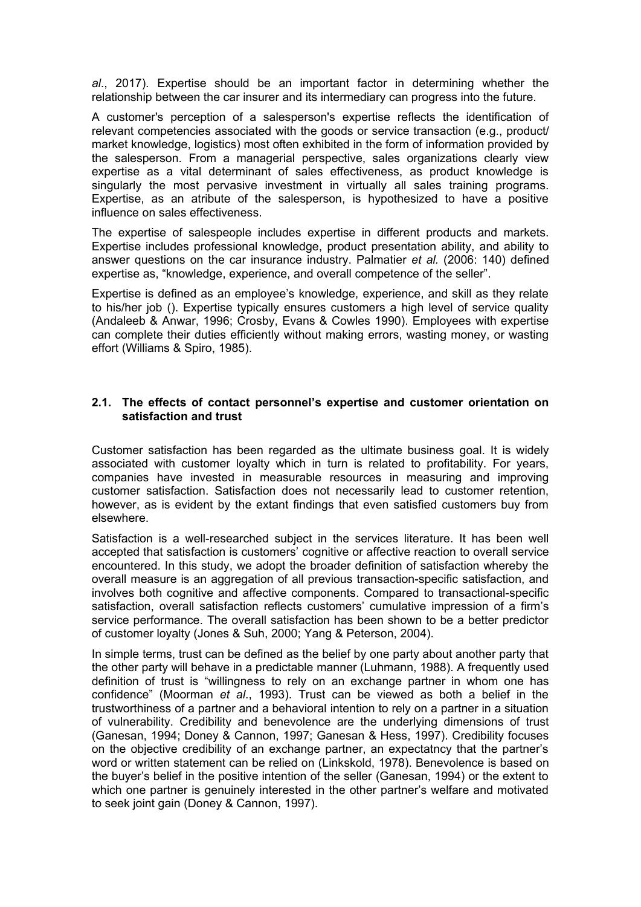*al*., 2017). Expertise should be an important factor in determining whether the relationship between the car insurer and its intermediary can progress into the future.

A customer's perception of a salesperson's expertise reflects the identification of relevant competencies associated with the goods or service transaction (e.g., product/ market knowledge, logistics) most often exhibited in the form of information provided by the salesperson. From a managerial perspective, sales organizations clearly view expertise as a vital determinant of sales effectiveness, as product knowledge is singularly the most pervasive investment in virtually all sales training programs. Expertise, as an atribute of the salesperson, is hypothesized to have a positive influence on sales effectiveness.

The expertise of salespeople includes expertise in different products and markets. Expertise includes professional knowledge, product presentation ability, and ability to answer questions on the car insurance industry. Palmatier *et al.* (2006: 140) defined expertise as, "knowledge, experience, and overall competence of the seller".

Expertise is defined as an employee's knowledge, experience, and skill as they relate to his/her job (). Expertise typically ensures customers a high level of service quality (Andaleeb & Anwar, 1996; Crosby, Evans & Cowles 1990). Employees with expertise can complete their duties efficiently without making errors, wasting money, or wasting effort (Williams & Spiro, 1985).

### 2.1. The effects of contact personnel's expertise and customer orientation on satisfaction and trust

Customer satisfaction has been regarded as the ultimate business goal. It is widely associated with customer loyalty which in turn is related to profitability. For years, companies have invested in measurable resources in measuring and improving customer satisfaction. Satisfaction does not necessarily lead to customer retention, however, as is evident by the extant findings that even satisfied customers buy from elsewhere.

Satisfaction is a well-researched subject in the services literature. It has been well accepted that satisfaction is customers' cognitive or affective reaction to overall service encountered. In this study, we adopt the broader definition of satisfaction whereby the overall measure is an aggregation of all previous transaction-specific satisfaction, and involves both cognitive and affective components. Compared to transactional-specific satisfaction, overall satisfaction reflects customers' cumulative impression of a firm's service performance. The overall satisfaction has been shown to be a better predictor of customer loyalty (Jones & Suh, 2000; Yang & Peterson, 2004).

In simple terms, trust can be defined as the belief by one party about another party that the other party will behave in a predictable manner (Luhmann, 1988). A frequently used definition of trust is "willingness to rely on an exchange partner in whom one has confidence" (Moorman *et al*., 1993). Trust can be viewed as both a belief in the trustworthiness of a partner and a behavioral intention to rely on a partner in a situation of vulnerability. Credibility and benevolence are the underlying dimensions of trust (Ganesan, 1994; Doney & Cannon, 1997; Ganesan & Hess, 1997). Credibility focuses on the objective credibility of an exchange partner, an expectatncy that the partner's word or written statement can be relied on (Linkskold, 1978). Benevolence is based on the buyer's belief in the positive intention of the seller (Ganesan, 1994) or the extent to which one partner is genuinely interested in the other partner's welfare and motivated to seek joint gain (Doney & Cannon, 1997).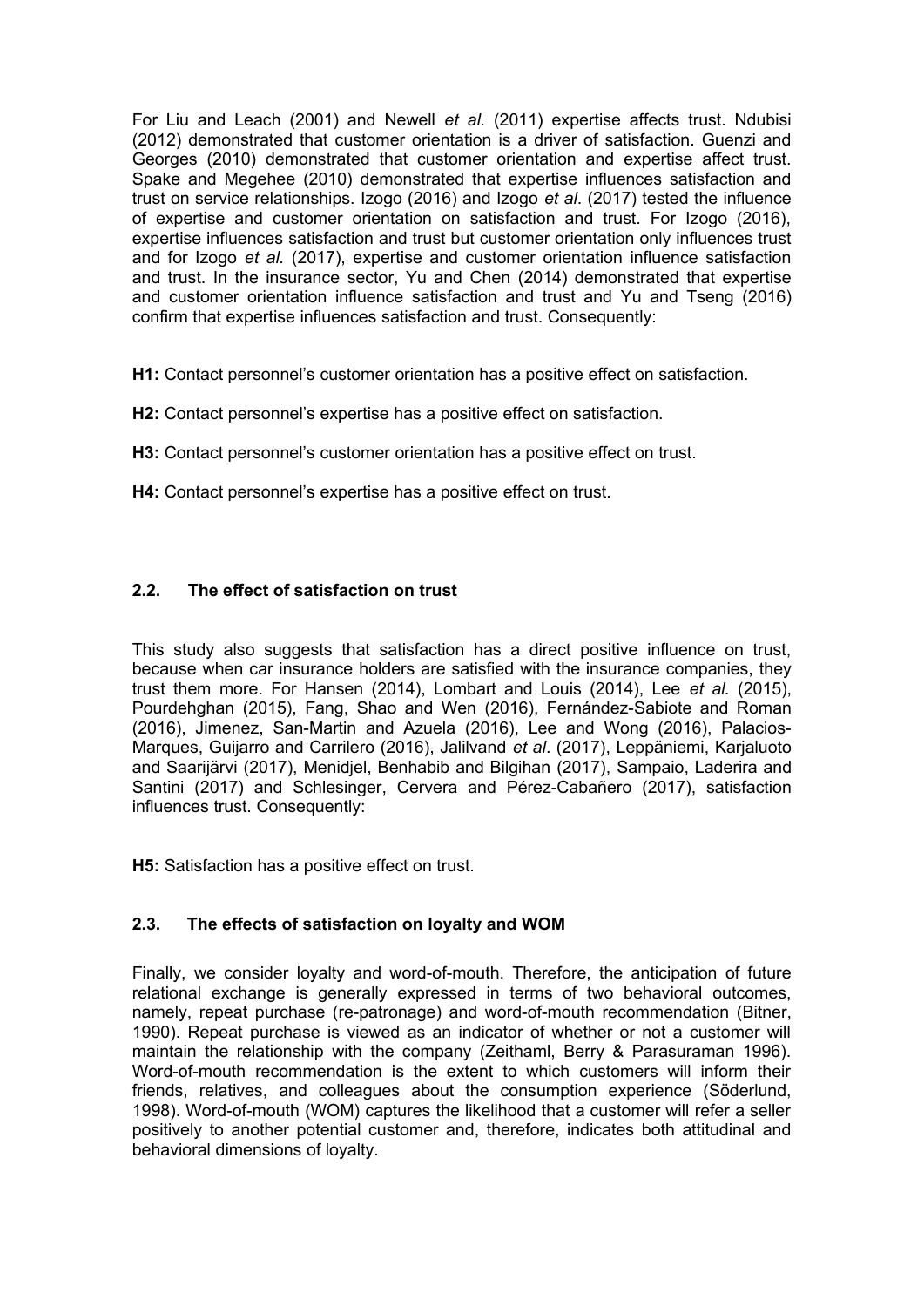For Liu and Leach (2001) and Newell *et al.* (2011) expertise affects trust. Ndubisi (2012) demonstrated that customer orientation is a driver of satisfaction. Guenzi and Georges (2010) demonstrated that customer orientation and expertise affect trust. Spake and Megehee (2010) demonstrated that expertise influences satisfaction and trust on service relationships. Izogo (2016) and Izogo *et al*. (2017) tested the influence of expertise and customer orientation on satisfaction and trust. For Izogo (2016), expertise influences satisfaction and trust but customer orientation only influences trust and for Izogo *et al.* (2017), expertise and customer orientation influence satisfaction and trust. In the insurance sector, Yu and Chen (2014) demonstrated that expertise and customer orientation influence satisfaction and trust and Yu and Tseng (2016) confirm that expertise influences satisfaction and trust. Consequently:

**H1:** Contact personnel's customer orientation has a positive effect on satisfaction.

**H2:** Contact personnel's expertise has a positive effect on satisfaction.

**H3:** Contact personnel's customer orientation has a positive effect on trust.

**H4:** Contact personnel's expertise has a positive effect on trust.

### 2.2. The effect of satisfaction on trust

This study also suggests that satisfaction has a direct positive influence on trust, because when car insurance holders are satisfied with the insurance companies, they trust them more. For Hansen (2014), Lombart and Louis (2014), Lee *et al.* (2015), Pourdehghan (2015), Fang, Shao and Wen (2016), Fernández-Sabiote and Roman (2016), Jimenez, San-Martin and Azuela (2016), Lee and Wong (2016), Palacios-Marques, Guijarro and Carrilero (2016), Jalilvand *et al*. (2017), Leppäniemi, Karjaluoto and Saarijärvi (2017), Menidjel, Benhabib and Bilgihan (2017), Sampaio, Laderira and Santini (2017) and Schlesinger, Cervera and Pérez-Cabañero (2017), satisfaction influences trust. Consequently:

**H5:** Satisfaction has a positive effect on trust.

### 2.3. The effects of satisfaction on loyalty and WOM

Finally, we consider loyalty and word-of-mouth. Therefore, the anticipation of future relational exchange is generally expressed in terms of two behavioral outcomes, namely, repeat purchase (re-patronage) and word-of-mouth recommendation (Bitner, 1990). Repeat purchase is viewed as an indicator of whether or not a customer will maintain the relationship with the company (Zeithaml, Berry & Parasuraman 1996). Word-of-mouth recommendation is the extent to which customers will inform their friends, relatives, and colleagues about the consumption experience (Söderlund, 1998). Word-of-mouth (WOM) captures the likelihood that a customer will refer a seller positively to another potential customer and, therefore, indicates both attitudinal and behavioral dimensions of loyalty.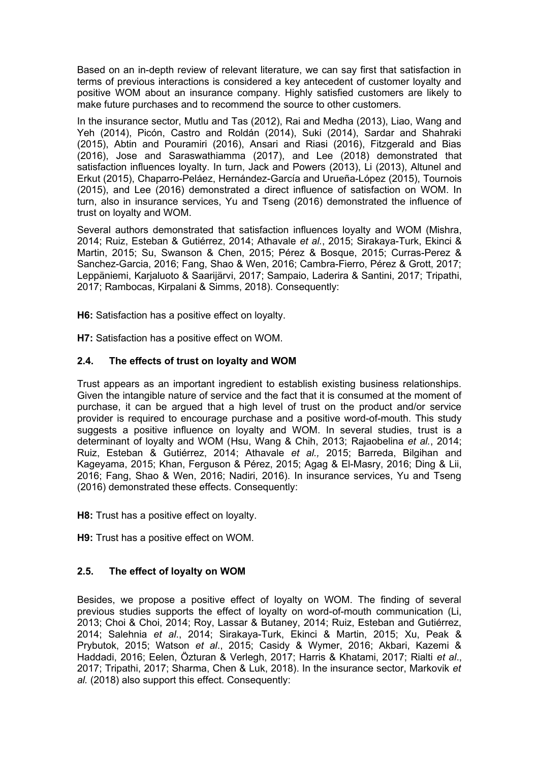Based on an in-depth review of relevant literature, we can say first that satisfaction in terms of previous interactions is considered a key antecedent of customer loyalty and positive WOM about an insurance company. Highly satisfied customers are likely to make future purchases and to recommend the source to other customers.

In the insurance sector, Mutlu and Tas (2012), Rai and Medha (2013), Liao, Wang and Yeh (2014), Picón, Castro and Roldán (2014), Suki (2014), Sardar and Shahraki (2015), Abtin and Pouramiri (2016), Ansari and Riasi (2016), Fitzgerald and Bias (2016), Jose and Saraswathiamma (2017), and Lee (2018) demonstrated that satisfaction influences loyalty. In turn, Jack and Powers (2013), Li (2013), Altunel and Erkut (2015), Chaparro-Peláez, Hernández-García and Urueña-López (2015), Tournois (2015), and Lee (2016) demonstrated a direct influence of satisfaction on WOM. In turn, also in insurance services, Yu and Tseng (2016) demonstrated the influence of trust on loyalty and WOM.

Several authors demonstrated that satisfaction influences loyalty and WOM (Mishra, 2014; Ruiz, Esteban & Gutiérrez, 2014; Athavale *et al*., 2015; Sirakaya-Turk, Ekinci & Martin, 2015; Su, Swanson & Chen, 2015; Pérez & Bosque, 2015; Curras-Perez & Sanchez-Garcia, 2016; Fang, Shao & Wen, 2016; Cambra-Fierro, Pérez & Grott, 2017; Leppäniemi, Karjaluoto & Saarijärvi, 2017; Sampaio, Laderira & Santini, 2017; Tripathi, 2017; Rambocas, Kirpalani & Simms, 2018). Consequently:

**H6:** Satisfaction has a positive effect on loyalty.

**H7:** Satisfaction has a positive effect on WOM.

### 2.4. The effects of trust on loyalty and WOM

Trust appears as an important ingredient to establish existing business relationships. Given the intangible nature of service and the fact that it is consumed at the moment of purchase, it can be argued that a high level of trust on the product and/or service provider is required to encourage purchase and a positive word-of-mouth. This study suggests a positive influence on loyalty and WOM. In several studies, trust is a determinant of loyalty and WOM (Hsu, Wang & Chih, 2013; Rajaobelina *et al.*, 2014; Ruiz, Esteban & Gutiérrez, 2014; Athavale *et al.,* 2015; Barreda, Bilgihan and Kageyama, 2015; Khan, Ferguson & Pérez, 2015; Agag & El-Masry, 2016; Ding & Lii, 2016; Fang, Shao & Wen, 2016; Nadiri, 2016). In insurance services, Yu and Tseng (2016) demonstrated these effects. Consequently:

**H8:** Trust has a positive effect on loyalty.

**H9:** Trust has a positive effect on WOM.

### 2.5. The effect of loyalty on WOM

Besides, we propose a positive effect of loyalty on WOM. The finding of several previous studies supports the effect of loyalty on word-of-mouth communication (Li, 2013; Choi & Choi, 2014; Roy, Lassar & Butaney, 2014; Ruiz, Esteban and Gutiérrez, 2014; Salehnia *et al*., 2014; Sirakaya-Turk, Ekinci & Martin, 2015; Xu, Peak & Prybutok, 2015; Watson *et al*., 2015; Casidy & Wymer, 2016; Akbari, Kazemi & Haddadi, 2016; Eelen, Özturan & Verlegh, 2017; Harris & Khatami, 2017; Rialti *et al*., 2017; Tripathi, 2017; Sharma, Chen & Luk, 2018). In the insurance sector, Markovik *et al.* (2018) also support this effect. Consequently: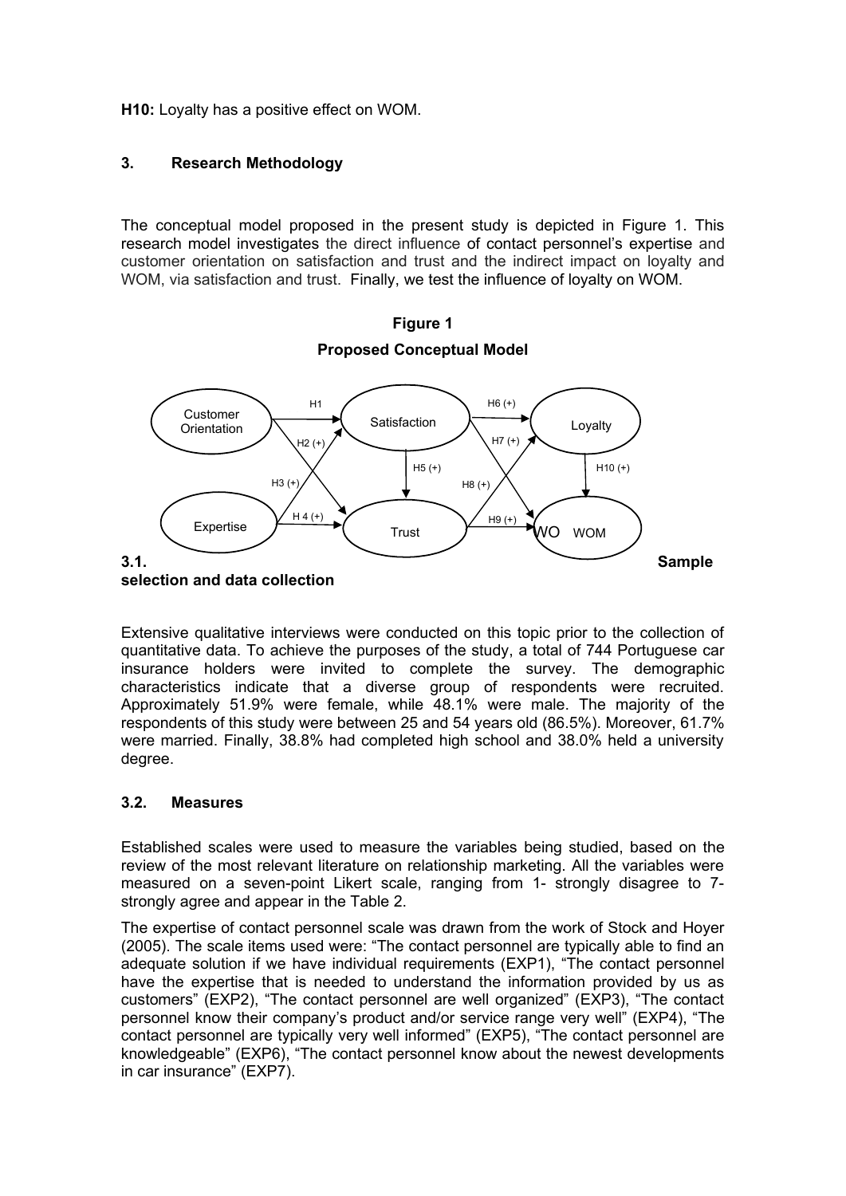**H10:** Loyalty has a positive effect on WOM.

## 3. Research Methodology

The conceptual model proposed in the present study is depicted in Figure 1. This research model investigates the direct influence of contact personnel's expertise and customer orientation on satisfaction and trust and the indirect impact on loyalty and WOM, via satisfaction and trust. Finally, we test the influence of loyalty on WOM.

**Figure 1**

**Proposed Conceptual Model**

Customer Orientation
Satisfaction
Loyalty
Expertise
Trust
WOM
H1
H2 (+)
H3 (+)
H 4 (+)
H5 (+)
H6 (+)
H7 (+)
H8 (+)
H9 (+)
H10 (+)

### 3.1. Sample selection and data collection

Extensive qualitative interviews were conducted on this topic prior to the collection of quantitative data. To achieve the purposes of the study, a total of 744 Portuguese car insurance holders were invited to complete the survey. The demographic characteristics indicate that a diverse group of respondents were recruited. Approximately 51.9% were female, while 48.1% were male. The majority of the respondents of this study were between 25 and 54 years old (86.5%). Moreover, 61.7% were married. Finally, 38.8% had completed high school and 38.0% held a university degree.

### 3.2. Measures

Established scales were used to measure the variables being studied, based on the review of the most relevant literature on relationship marketing. All the variables were measured on a seven-point Likert scale, ranging from 1- strongly disagree to 7- strongly agree and appear in the Table 2.

The expertise of contact personnel scale was drawn from the work of Stock and Hoyer (2005). The scale items used were: "The contact personnel are typically able to find an adequate solution if we have individual requirements (EXP1), "The contact personnel have the expertise that is needed to understand the information provided by us as customers" (EXP2), "The contact personnel are well organized" (EXP3), "The contact personnel know their company's product and/or service range very well" (EXP4), "The contact personnel are typically very well informed" (EXP5), "The contact personnel are knowledgeable" (EXP6), "The contact personnel know about the newest developments in car insurance" (EXP7).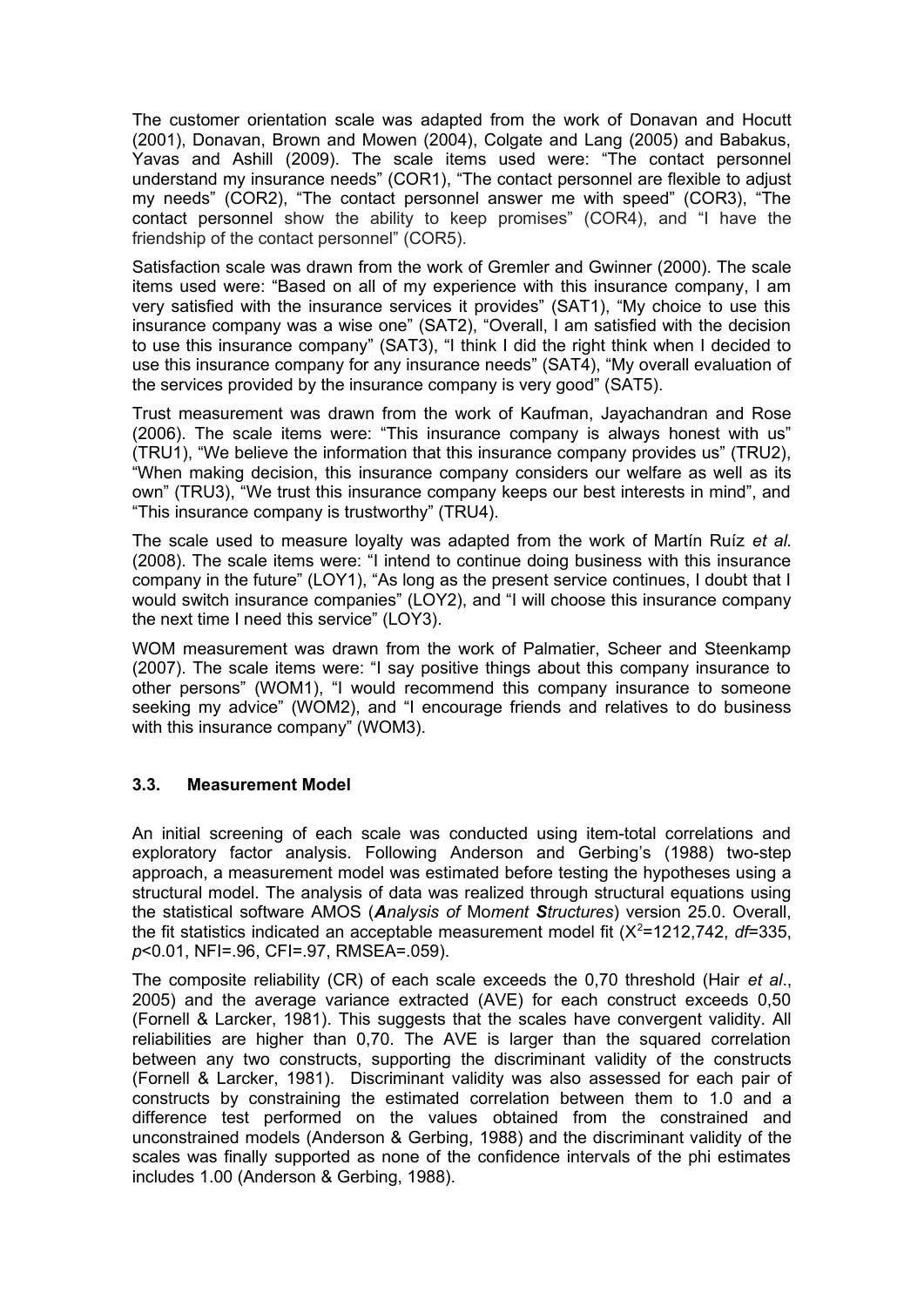The customer orientation scale was adapted from the work of Donavan and Hocutt (2001), Donavan, Brown and Mowen (2004), Colgate and Lang (2005) and Babakus, Yavas and Ashill (2009). The scale items used were: “The contact personnel understand my insurance needs” (COR1), “The contact personnel are flexible to adjust my needs” (COR2), “The contact personnel answer me with speed” (COR3), “The contact personnel show the ability to keep promises” (COR4), and “I have the friendship of the contact personnel” (COR5).

Satisfaction scale was drawn from the work of Gremler and Gwinner (2000). The scale items used were: “Based on all of my experience with this insurance company, I am very satisfied with the insurance services it provides” (SAT1), “My choice to use this insurance company was a wise one” (SAT2), “Overall, I am satisfied with the decision to use this insurance company” (SAT3), “I think I did the right think when I decided to use this insurance company for any insurance needs” (SAT4), “My overall evaluation of the services provided by the insurance company is very good” (SAT5).

Trust measurement was drawn from the work of Kaufman, Jayachandran and Rose (2006). The scale items were: “This insurance company is always honest with us” (TRU1), “We believe the information that this insurance company provides us” (TRU2), “When making decision, this insurance company considers our welfare as well as its own” (TRU3), “We trust this insurance company keeps our best interests in mind”, and “This insurance company is trustworthy” (TRU4).

The scale used to measure loyalty was adapted from the work of Martín Ruíz *et al.* (2008). The scale items were: “I intend to continue doing business with this insurance company in the future” (LOY1), “As long as the present service continues, I doubt that I would switch insurance companies” (LOY2), and “I will choose this insurance company the next time I need this service” (LOY3).

WOM measurement was drawn from the work of Palmatier, Scheer and Steenkamp (2007). The scale items were: “I say positive things about this company insurance to other persons” (WOM1), “I would recommend this company insurance to someone seeking my advice” (WOM2), and “I encourage friends and relatives to do business with this insurance company” (WOM3).

### 3.3. Measurement Model

An initial screening of each scale was conducted using item-total correlations and exploratory factor analysis. Following Anderson and Gerbing’s (1988) two-step approach, a measurement model was estimated before testing the hypotheses using a structural model. The analysis of data was realized through structural equations using the statistical software AMOS (***A****nalysis of* M*oment* ***S****tructures*) version 25.0. Overall, the fit statistics indicated an acceptable measurement model fit ($X^2$=1212,742, *df*=335, $p$<0.01, NFI=.96, CFI=.97, RMSEA=.059).

The composite reliability (CR) of each scale exceeds the 0,70 threshold (Hair *et al*., 2005) and the average variance extracted (AVE) for each construct exceeds 0,50 (Fornell & Larcker, 1981). This suggests that the scales have convergent validity. All reliabilities are higher than 0,70. The AVE is larger than the squared correlation between any two constructs, supporting the discriminant validity of the constructs (Fornell & Larcker, 1981). Discriminant validity was also assessed for each pair of constructs by constraining the estimated correlation between them to 1.0 and a difference test performed on the values obtained from the constrained and unconstrained models (Anderson & Gerbing, 1988) and the discriminant validity of the scales was finally supported as none of the confidence intervals of the phi estimates includes 1.00 (Anderson & Gerbing, 1988).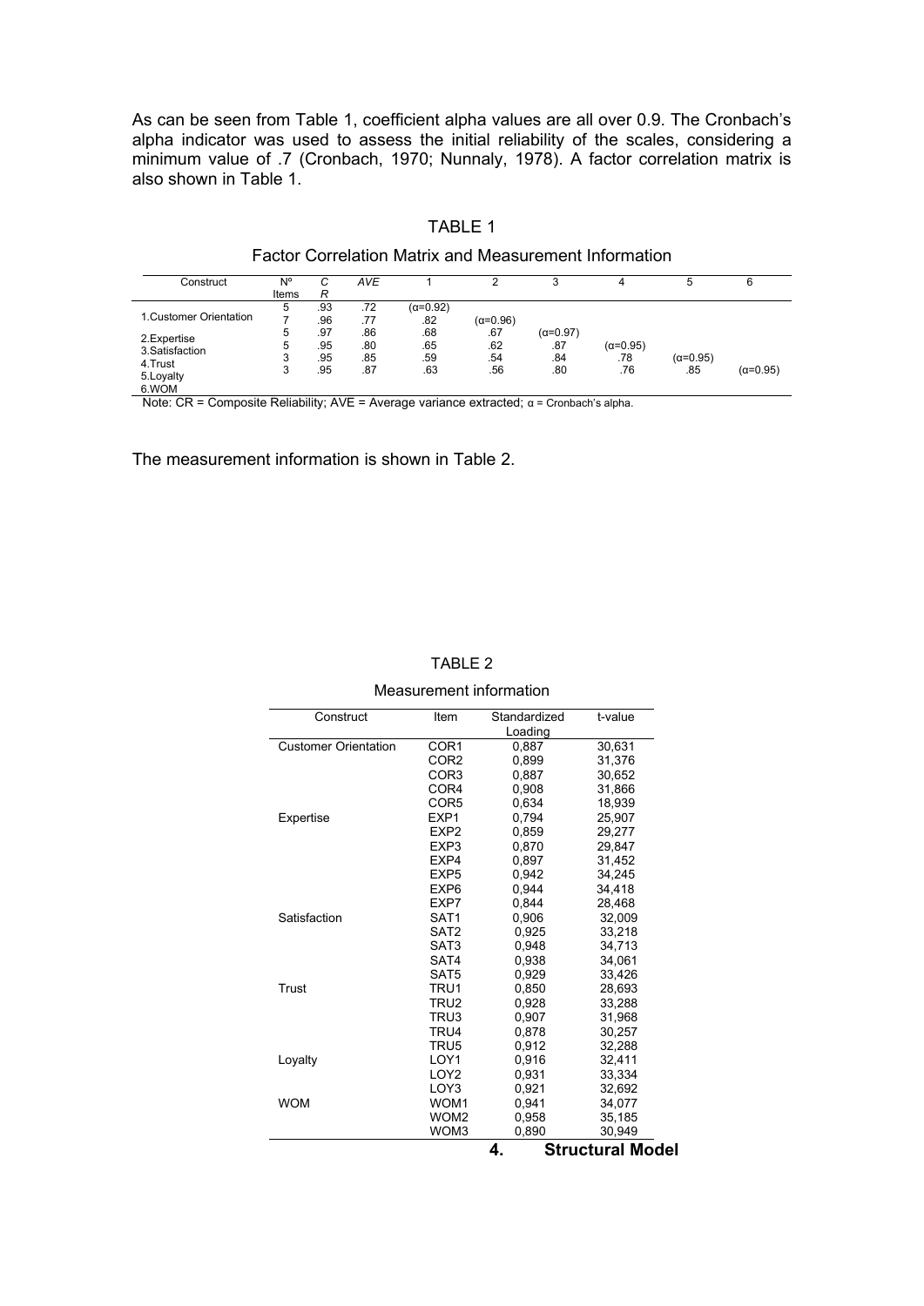As can be seen from Table 1, coefficient alpha values are all over 0.9. The Cronbach's alpha indicator was used to assess the initial reliability of the scales, considering a minimum value of .7 (Cronbach, 1970; Nunnaly, 1978). A factor correlation matrix is also shown in Table 1.

TABLE 1

Factor Correlation Matrix and Measurement Information

| Construct | Nº Items | CR | AVE | 1 | 2 | 3 | 4 | 5 | 6 |
|---|---|---|---|---|---|---|---|---|---|
| 1.Customer Orientation | 5 | .93 | .72 | (α=0.92) | | | | | |
| 2.Expertise | 7 | .96 | .77 | .82 | (α=0.96) | | | | |
| 3.Satisfaction | 5 | .97 | .86 | .68 | .67 | (α=0.97) | | | |
| 4.Trust | 5 | .95 | .80 | .65 | .62 | .87 | (α=0.95) | | |
| 5.Loyalty | 3 | .95 | .85 | .59 | .54 | .84 | .78 | (α=0.95) | |
| 6.WOM | 3 | .95 | .87 | .63 | .56 | .80 | .76 | .85 | (α=0.95) |

Note: CR = Composite Reliability; AVE = Average variance extracted; α = Cronbach's alpha.

The measurement information is shown in Table 2.

TABLE 2

Measurement information

| Construct | Item | Standardized Loading | t-value |
|---|---|---|---|
| Customer Orientation | COR1 | 0,887 | 30,631 |
| | COR2 | 0,899 | 31,376 |
| | COR3 | 0,887 | 30,652 |
| | COR4 | 0,908 | 31,866 |
| | COR5 | 0,634 | 18,939 |
| Expertise | EXP1 | 0,794 | 25,907 |
| | EXP2 | 0,859 | 29,277 |
| | EXP3 | 0,870 | 29,847 |
| | EXP4 | 0,897 | 31,452 |
| | EXP5 | 0,942 | 34,245 |
| | EXP6 | 0,944 | 34,418 |
| | EXP7 | 0,844 | 28,468 |
| Satisfaction | SAT1 | 0,906 | 32,009 |
| | SAT2 | 0,925 | 33,218 |
| | SAT3 | 0,948 | 34,713 |
| | SAT4 | 0,938 | 34,061 |
| | SAT5 | 0,929 | 33,426 |
| Trust | TRU1 | 0,850 | 28,693 |
| | TRU2 | 0,928 | 33,288 |
| | TRU3 | 0,907 | 31,968 |
| | TRU4 | 0,878 | 30,257 |
| | TRU5 | 0,912 | 32,288 |
| Loyalty | LOY1 | 0,916 | 32,411 |
| | LOY2 | 0,931 | 33,334 |
| | LOY3 | 0,921 | 32,692 |
| WOM | WOM1 | 0,941 | 34,077 |
| | WOM2 | 0,958 | 35,185 |
| | WOM3 | 0,890 | 30,949 |

## 4. Structural Model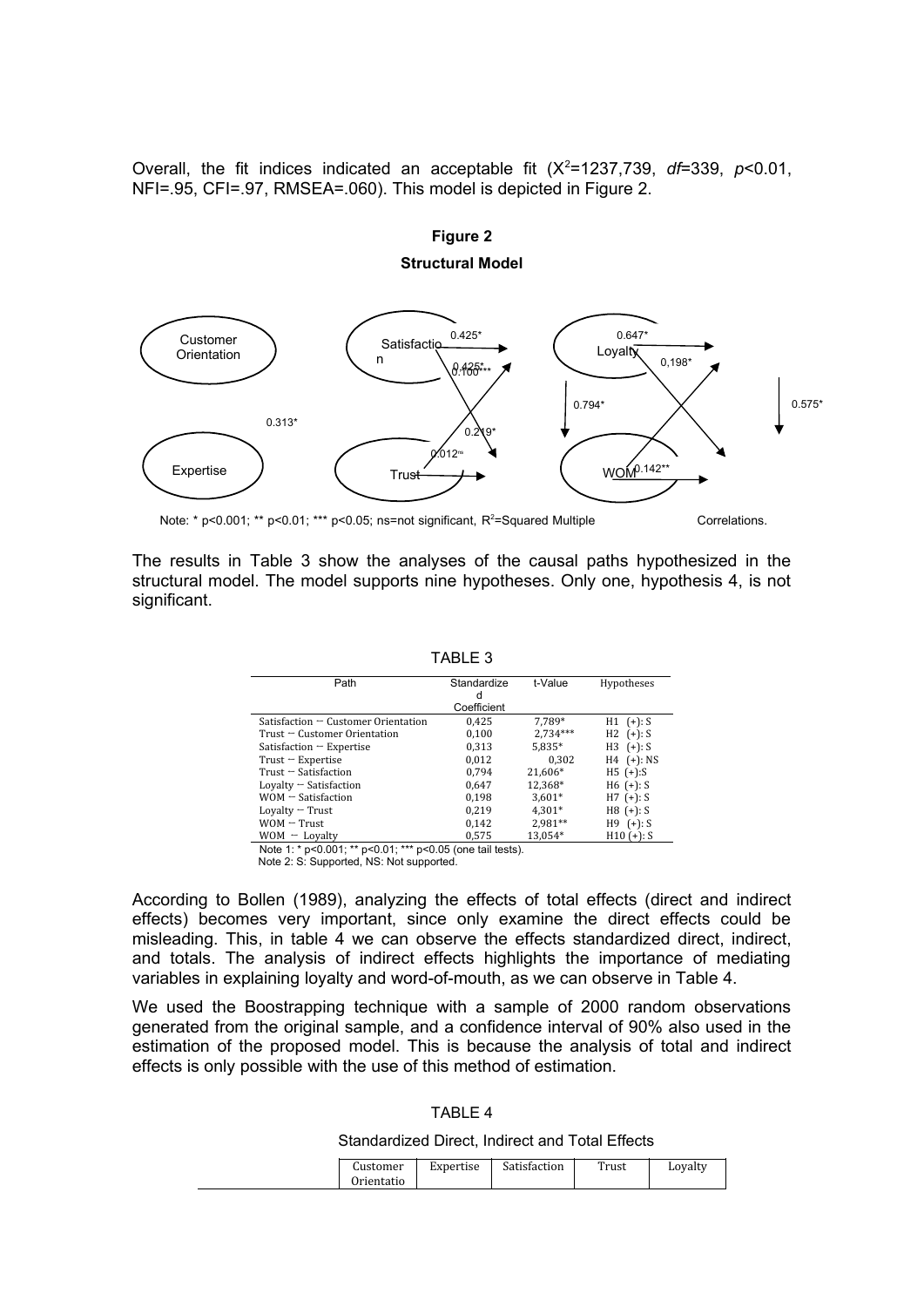Overall, the fit indices indicated an acceptable fit ($X^2$=1237,739, *df*=339, $p$<0.01, NFI=.95, CFI=.97, RMSEA=.060). This model is depicted in Figure 2.

**Figure 2**

**Structural Model**

Customer Orientation

Expertise

Satisfaction

Trust

Loyalty

WOM

0.425*

0.425*

0.100***

0.313*

0.219*

0.012ns

0.794*

0.647*

0,198*

0.142**

0.575*

Note: * p<0.001; ** p<0.01; *** p<0.05; ns=not significant, $R^2$=Squared Multiple Correlations.

The results in Table 3 show the analyses of the causal paths hypothesized in the structural model. The model supports nine hypotheses. Only one, hypothesis 4, is not significant.

TABLE 3

| Path | Standardized Coefficient | t-Value | Hypotheses |
|---|---|---|---|
| Satisfaction – Customer Orientation | 0,425 | 7,789* | H1 (+): S |
| Trust – Customer Orientation | 0,100 | 2,734*** | H2 (+): S |
| Satisfaction – Expertise | 0,313 | 5,835* | H3 (+): S |
| Trust – Expertise | 0,012 | 0,302 | H4 (+): NS |
| Trust – Satisfaction | 0,794 | 21,606* | H5 (+):S |
| Loyalty – Satisfaction | 0,647 | 12,368* | H6 (+): S |
| WOM – Satisfaction | 0,198 | 3,601* | H7 (+): S |
| Loyalty – Trust | 0,219 | 4,301* | H8 (+): S |
| WOM – Trust | 0,142 | 2,981** | H9 (+): S |
| WOM – Loyalty | 0,575 | 13,054* | H10 (+): S |

Note 1: * p<0.001; ** p<0.01; *** p<0.05 (one tail tests).
Note 2: S: Supported, NS: Not supported.

According to Bollen (1989), analyzing the effects of total effects (direct and indirect effects) becomes very important, since only examine the direct effects could be misleading. This, in table 4 we can observe the effects standardized direct, indirect, and totals. The analysis of indirect effects highlights the importance of mediating variables in explaining loyalty and word-of-mouth, as we can observe in Table 4.

We used the Boostrapping technique with a sample of 2000 random observations generated from the original sample, and a confidence interval of 90% also used in the estimation of the proposed model. This is because the analysis of total and indirect effects is only possible with the use of this method of estimation.

TABLE 4

Standardized Direct, Indirect and Total Effects

| | Customer Orientatio | Expertise | Satisfaction | Trust | Loyalty |
|---|---|---|---|---|---|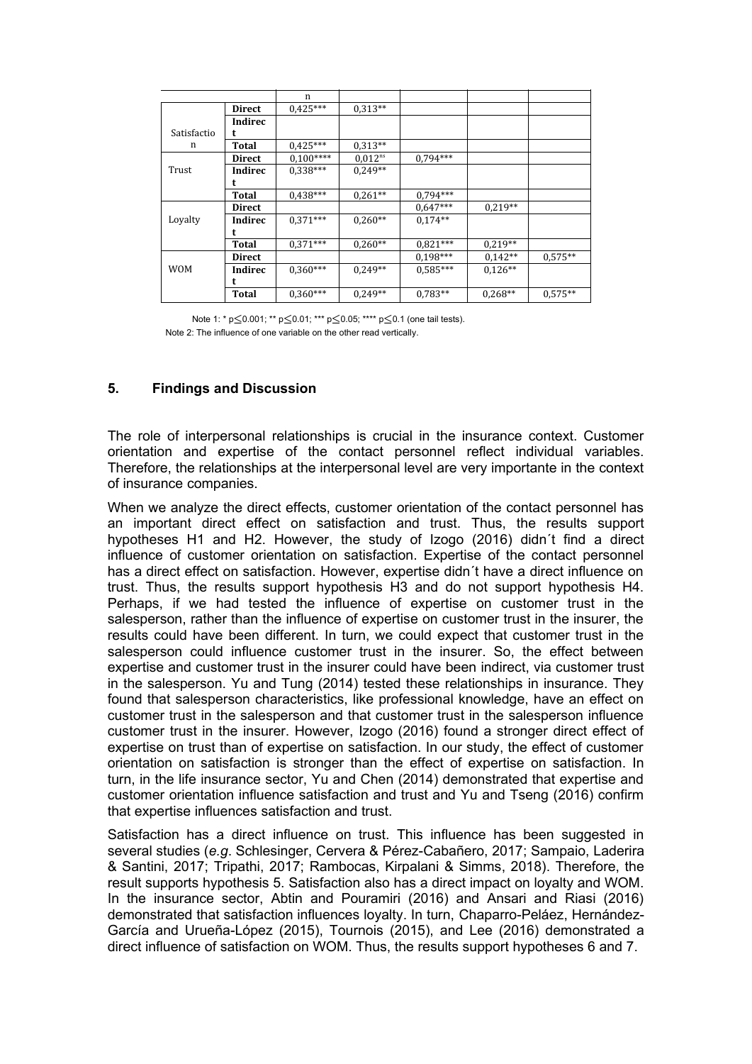| | | n | | | | |
|---|---|---|---|---|---|---|
| Satisfaction | Direct | 0,425*** | 0,313** | | | |
| | Indirect | | | | | |
| | Total | 0,425*** | 0,313** | | | |
| Trust | Direct | 0,100**** | $0,012^{ns}$ | 0,794*** | | |
| | Indirect | 0,338*** | 0,249** | | | |
| | Total | 0,438*** | 0,261** | 0,794*** | | |
| Loyalty | Direct | | | 0,647*** | 0,219** | |
| | Indirect | 0,371*** | 0,260** | 0,174** | | |
| | Total | 0,371*** | 0,260** | 0,821*** | 0,219** | |
| WOM | Direct | | | 0,198*** | 0,142** | 0,575** |
| | Indirect | 0,360*** | 0,249** | 0,585*** | 0,126** | |
| | Total | 0,360*** | 0,249** | 0,783** | 0,268** | 0,575** |

Note 1: * $p \leq 0.001$; ** $p \leq 0.01$; *** $p \leq 0.05$; **** $p \leq 0.1$ (one tail tests).

Note 2: The influence of one variable on the other read vertically.

## 5. Findings and Discussion

The role of interpersonal relationships is crucial in the insurance context. Customer orientation and expertise of the contact personnel reflect individual variables. Therefore, the relationships at the interpersonal level are very importante in the context of insurance companies.

When we analyze the direct effects, customer orientation of the contact personnel has an important direct effect on satisfaction and trust. Thus, the results support hypotheses H1 and H2. However, the study of Izogo (2016) didn´t find a direct influence of customer orientation on satisfaction. Expertise of the contact personnel has a direct effect on satisfaction. However, expertise didn´t have a direct influence on trust. Thus, the results support hypothesis H3 and do not support hypothesis H4. Perhaps, if we had tested the influence of expertise on customer trust in the salesperson, rather than the influence of expertise on customer trust in the insurer, the results could have been different. In turn, we could expect that customer trust in the salesperson could influence customer trust in the insurer. So, the effect between expertise and customer trust in the insurer could have been indirect, via customer trust in the salesperson. Yu and Tung (2014) tested these relationships in insurance. They found that salesperson characteristics, like professional knowledge, have an effect on customer trust in the salesperson and that customer trust in the salesperson influence customer trust in the insurer. However, Izogo (2016) found a stronger direct effect of expertise on trust than of expertise on satisfaction. In our study, the effect of customer orientation on satisfaction is stronger than the effect of expertise on satisfaction. In turn, in the life insurance sector, Yu and Chen (2014) demonstrated that expertise and customer orientation influence satisfaction and trust and Yu and Tseng (2016) confirm that expertise influences satisfaction and trust.

Satisfaction has a direct influence on trust. This influence has been suggested in several studies (*e.g*. Schlesinger, Cervera & Pérez-Cabañero, 2017; Sampaio, Laderira & Santini, 2017; Tripathi, 2017; Rambocas, Kirpalani & Simms, 2018). Therefore, the result supports hypothesis 5. Satisfaction also has a direct impact on loyalty and WOM. In the insurance sector, Abtin and Pouramiri (2016) and Ansari and Riasi (2016) demonstrated that satisfaction influences loyalty. In turn, Chaparro-Peláez, Hernández-García and Urueña-López (2015), Tournois (2015), and Lee (2016) demonstrated a direct influence of satisfaction on WOM. Thus, the results support hypotheses 6 and 7.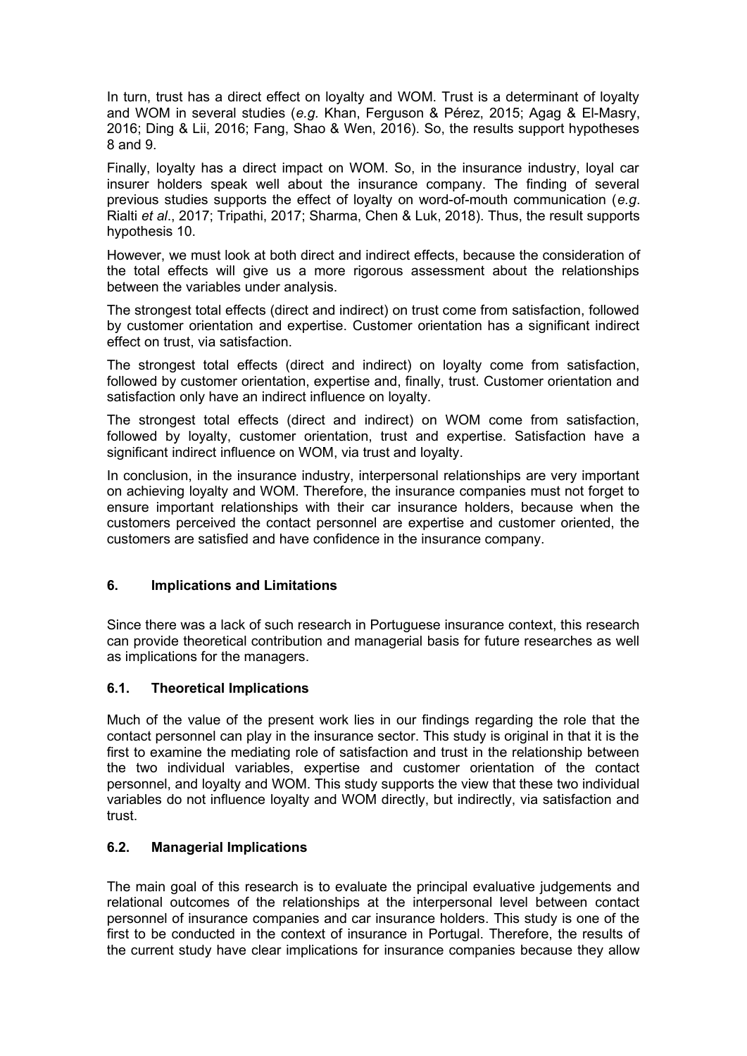In turn, trust has a direct effect on loyalty and WOM. Trust is a determinant of loyalty and WOM in several studies (*e.g.* Khan, Ferguson & Pérez, 2015; Agag & El-Masry, 2016; Ding & Lii, 2016; Fang, Shao & Wen, 2016). So, the results support hypotheses 8 and 9.

Finally, loyalty has a direct impact on WOM. So, in the insurance industry, loyal car insurer holders speak well about the insurance company. The finding of several previous studies supports the effect of loyalty on word-of-mouth communication (*e.g*. Rialti *et al*., 2017; Tripathi, 2017; Sharma, Chen & Luk, 2018). Thus, the result supports hypothesis 10.

However, we must look at both direct and indirect effects, because the consideration of the total effects will give us a more rigorous assessment about the relationships between the variables under analysis.

The strongest total effects (direct and indirect) on trust come from satisfaction, followed by customer orientation and expertise. Customer orientation has a significant indirect effect on trust, via satisfaction.

The strongest total effects (direct and indirect) on loyalty come from satisfaction, followed by customer orientation, expertise and, finally, trust. Customer orientation and satisfaction only have an indirect influence on loyalty.

The strongest total effects (direct and indirect) on WOM come from satisfaction, followed by loyalty, customer orientation, trust and expertise. Satisfaction have a significant indirect influence on WOM, via trust and loyalty.

In conclusion, in the insurance industry, interpersonal relationships are very important on achieving loyalty and WOM. Therefore, the insurance companies must not forget to ensure important relationships with their car insurance holders, because when the customers perceived the contact personnel are expertise and customer oriented, the customers are satisfied and have confidence in the insurance company.

## 6. Implications and Limitations

Since there was a lack of such research in Portuguese insurance context, this research can provide theoretical contribution and managerial basis for future researches as well as implications for the managers.

### 6.1. Theoretical Implications

Much of the value of the present work lies in our findings regarding the role that the contact personnel can play in the insurance sector. This study is original in that it is the first to examine the mediating role of satisfaction and trust in the relationship between the two individual variables, expertise and customer orientation of the contact personnel, and loyalty and WOM. This study supports the view that these two individual variables do not influence loyalty and WOM directly, but indirectly, via satisfaction and trust.

### 6.2. Managerial Implications

The main goal of this research is to evaluate the principal evaluative judgements and relational outcomes of the relationships at the interpersonal level between contact personnel of insurance companies and car insurance holders. This study is one of the first to be conducted in the context of insurance in Portugal. Therefore, the results of the current study have clear implications for insurance companies because they allow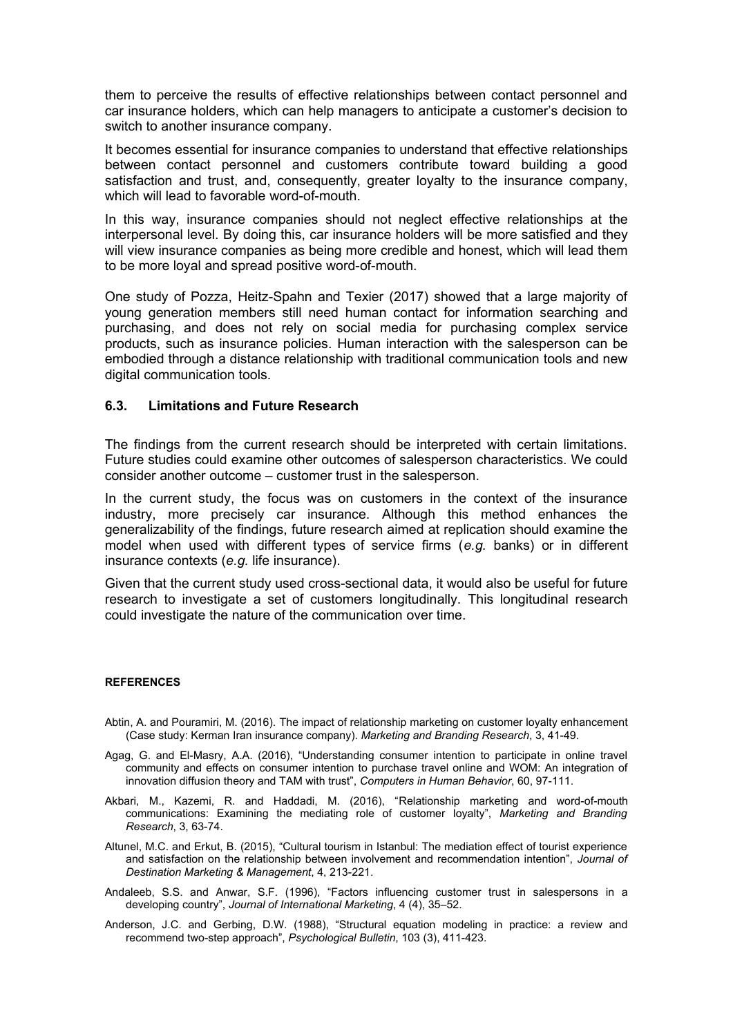them to perceive the results of effective relationships between contact personnel and car insurance holders, which can help managers to anticipate a customer's decision to switch to another insurance company.

It becomes essential for insurance companies to understand that effective relationships between contact personnel and customers contribute toward building a good satisfaction and trust, and, consequently, greater loyalty to the insurance company, which will lead to favorable word-of-mouth.

In this way, insurance companies should not neglect effective relationships at the interpersonal level. By doing this, car insurance holders will be more satisfied and they will view insurance companies as being more credible and honest, which will lead them to be more loyal and spread positive word-of-mouth.

One study of Pozza, Heitz-Spahn and Texier (2017) showed that a large majority of young generation members still need human contact for information searching and purchasing, and does not rely on social media for purchasing complex service products, such as insurance policies. Human interaction with the salesperson can be embodied through a distance relationship with traditional communication tools and new digital communication tools.

### 6.3. Limitations and Future Research

The findings from the current research should be interpreted with certain limitations. Future studies could examine other outcomes of salesperson characteristics. We could consider another outcome – customer trust in the salesperson.

In the current study, the focus was on customers in the context of the insurance industry, more precisely car insurance. Although this method enhances the generalizability of the findings, future research aimed at replication should examine the model when used with different types of service firms (*e.g.* banks) or in different insurance contexts (*e.g.* life insurance).

Given that the current study used cross-sectional data, it would also be useful for future research to investigate a set of customers longitudinally. This longitudinal research could investigate the nature of the communication over time.

#### REFERENCES

Abtin, A. and Pouramiri, M. (2016). The impact of relationship marketing on customer loyalty enhancement (Case study: Kerman Iran insurance company). *Marketing and Branding Research*, 3, 41-49.

Agag, G. and El-Masry, A.A. (2016), "Understanding consumer intention to participate in online travel community and effects on consumer intention to purchase travel online and WOM: An integration of innovation diffusion theory and TAM with trust", *Computers in Human Behavior*, 60, 97-111.

Akbari, M., Kazemi, R. and Haddadi, M. (2016), "Relationship marketing and word-of-mouth communications: Examining the mediating role of customer loyalty", *Marketing and Branding Research*, 3, 63-74.

Altunel, M.C. and Erkut, B. (2015), "Cultural tourism in Istanbul: The mediation effect of tourist experience and satisfaction on the relationship between involvement and recommendation intention", *Journal of Destination Marketing & Management*, 4, 213-221.

Andaleeb, S.S. and Anwar, S.F. (1996), "Factors influencing customer trust in salespersons in a developing country", *Journal of International Marketing*, 4 (4), 35–52.

Anderson, J.C. and Gerbing, D.W. (1988), "Structural equation modeling in practice: a review and recommend two-step approach", *Psychological Bulletin*, 103 (3), 411-423.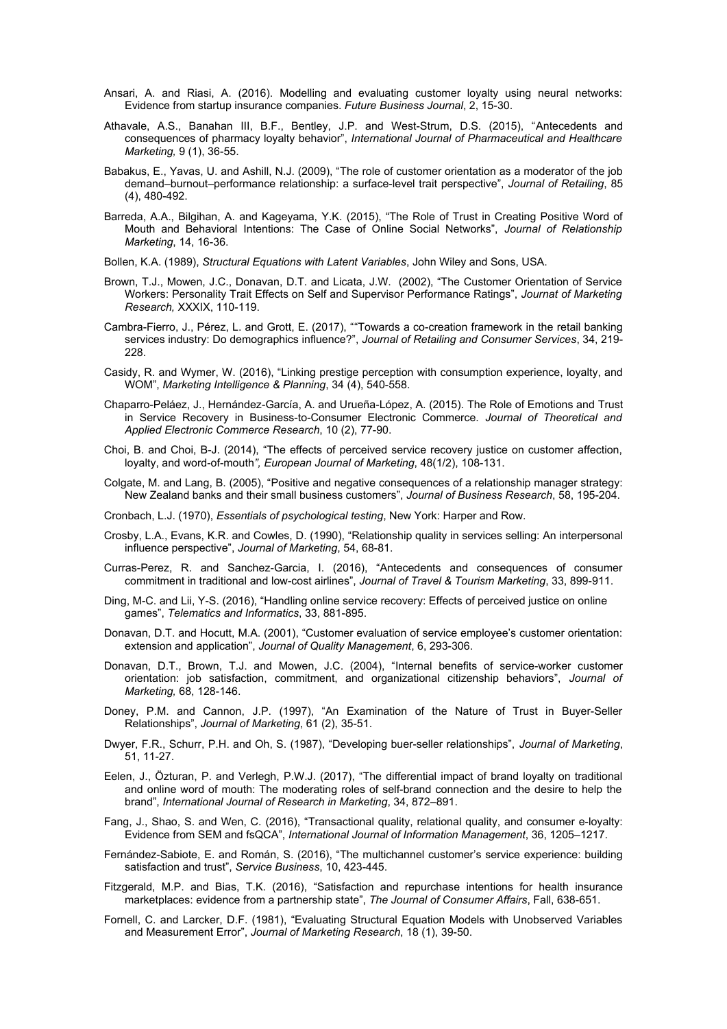Ansari, A. and Riasi, A. (2016). Modelling and evaluating customer loyalty using neural networks: Evidence from startup insurance companies. *Future Business Journal*, 2, 15-30.

Athavale, A.S., Banahan III, B.F., Bentley, J.P. and West-Strum, D.S. (2015), "Antecedents and consequences of pharmacy loyalty behavior", *International Journal of Pharmaceutical and Healthcare Marketing,* 9 (1), 36-55.

Babakus, E., Yavas, U. and Ashill, N.J. (2009), "The role of customer orientation as a moderator of the job demand–burnout–performance relationship: a surface-level trait perspective", *Journal of Retailing*, 85 (4), 480-492.

Barreda, A.A., Bilgihan, A. and Kageyama, Y.K. (2015), "The Role of Trust in Creating Positive Word of Mouth and Behavioral Intentions: The Case of Online Social Networks", *Journal of Relationship Marketing*, 14, 16-36.

Bollen, K.A. (1989), *Structural Equations with Latent Variables*, John Wiley and Sons, USA.

Brown, T.J., Mowen, J.C., Donavan, D.T. and Licata, J.W. (2002), "The Customer Orientation of Service Workers: Personality Trait Effects on Self and Supervisor Performance Ratings", *Journat of Marketing Research,* XXXIX, 110-119.

Cambra-Fierro, J., Pérez, L. and Grott, E. (2017), ""Towards a co-creation framework in the retail banking services industry: Do demographics influence?", *Journal of Retailing and Consumer Services*, 34, 219-228.

Casidy, R. and Wymer, W. (2016), "Linking prestige perception with consumption experience, loyalty, and WOM", *Marketing Intelligence & Planning*, 34 (4), 540-558.

Chaparro-Peláez, J., Hernández-García, A. and Urueña-López, A. (2015). The Role of Emotions and Trust in Service Recovery in Business-to-Consumer Electronic Commerce. *Journal of Theoretical and Applied Electronic Commerce Research*, 10 (2), 77-90.

Choi, B. and Choi, B-J. (2014), "The effects of perceived service recovery justice on customer affection, loyalty, and word-of-mouth*", European Journal of Marketing*, 48(1/2), 108-131.

Colgate, M. and Lang, B. (2005), "Positive and negative consequences of a relationship manager strategy: New Zealand banks and their small business customers", *Journal of Business Research*, 58, 195-204.

Cronbach, L.J. (1970), *Essentials of psychological testing*, New York: Harper and Row.

Crosby, L.A., Evans, K.R. and Cowles, D. (1990), "Relationship quality in services selling: An interpersonal influence perspective", *Journal of Marketing*, 54, 68-81.

Curras-Perez, R. and Sanchez-Garcia, I. (2016), "Antecedents and consequences of consumer commitment in traditional and low-cost airlines", *Journal of Travel & Tourism Marketing*, 33, 899-911.

Ding, M-C. and Lii, Y-S. (2016), "Handling online service recovery: Effects of perceived justice on online games", *Telematics and Informatics*, 33, 881-895.

Donavan, D.T. and Hocutt, M.A. (2001), "Customer evaluation of service employee's customer orientation: extension and application", *Journal of Quality Management*, 6, 293-306.

Donavan, D.T., Brown, T.J. and Mowen, J.C. (2004), "Internal benefits of service-worker customer orientation: job satisfaction, commitment, and organizational citizenship behaviors", *Journal of Marketing,* 68, 128-146.

Doney, P.M. and Cannon, J.P. (1997), "An Examination of the Nature of Trust in Buyer-Seller Relationships", *Journal of Marketing*, 61 (2), 35-51.

Dwyer, F.R., Schurr, P.H. and Oh, S. (1987), "Developing buer-seller relationships", *Journal of Marketing*, 51, 11-27.

Eelen, J., Özturan, P. and Verlegh, P.W.J. (2017), "The differential impact of brand loyalty on traditional and online word of mouth: The moderating roles of self-brand connection and the desire to help the brand", *International Journal of Research in Marketing*, 34, 872–891.

Fang, J., Shao, S. and Wen, C. (2016), "Transactional quality, relational quality, and consumer e-loyalty: Evidence from SEM and fsQCA", *International Journal of Information Management*, 36, 1205–1217.

Fernández-Sabiote, E. and Román, S. (2016), "The multichannel customer's service experience: building satisfaction and trust", *Service Business*, 10, 423-445.

Fitzgerald, M.P. and Bias, T.K. (2016), "Satisfaction and repurchase intentions for health insurance marketplaces: evidence from a partnership state", *The Journal of Consumer Affairs*, Fall, 638-651.

Fornell, C. and Larcker, D.F. (1981), "Evaluating Structural Equation Models with Unobserved Variables and Measurement Error", *Journal of Marketing Research*, 18 (1), 39-50.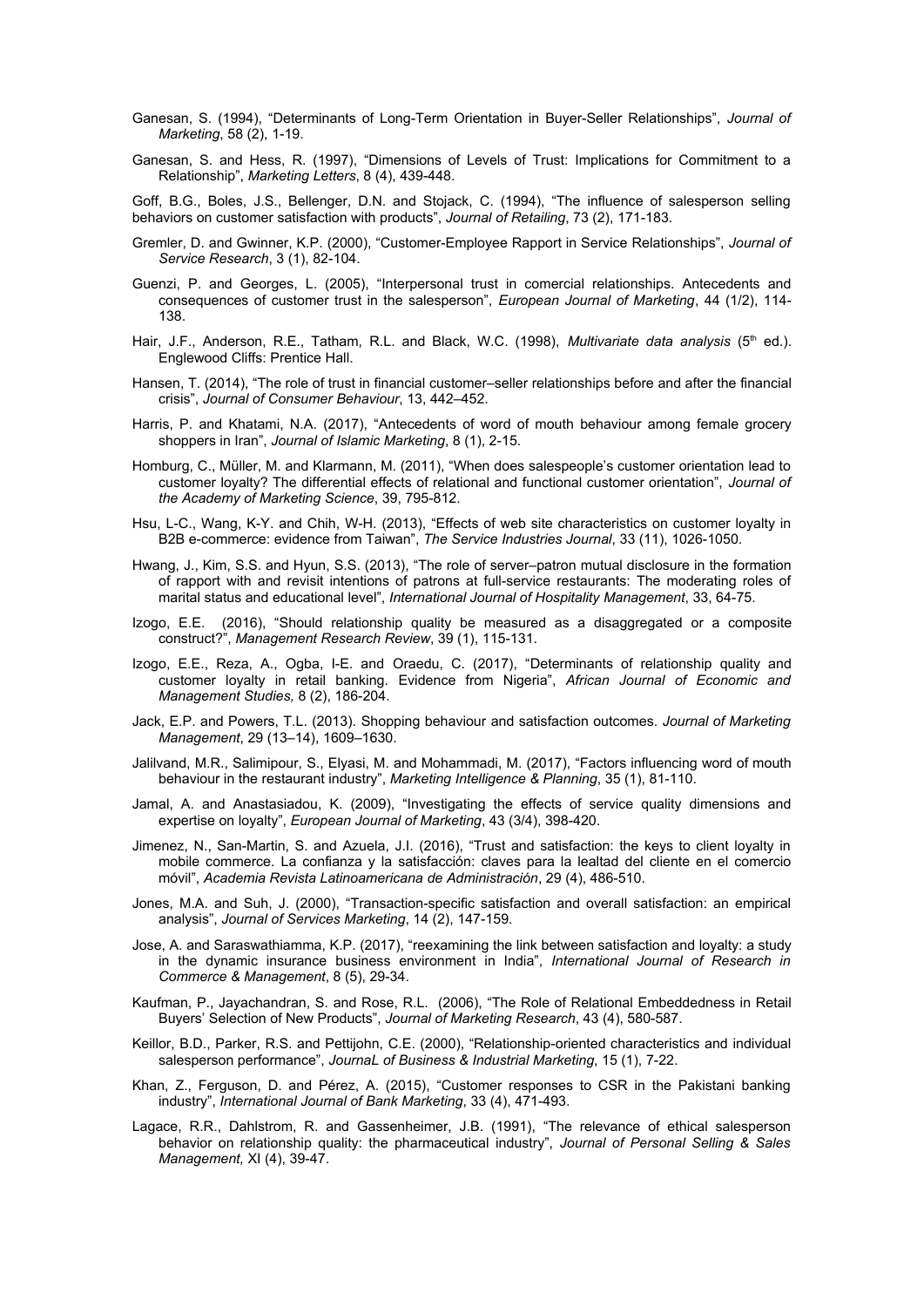Ganesan, S. (1994), "Determinants of Long-Term Orientation in Buyer-Seller Relationships", *Journal of Marketing*, 58 (2), 1-19.

Ganesan, S. and Hess, R. (1997), "Dimensions of Levels of Trust: Implications for Commitment to a Relationship", *Marketing Letters*, 8 (4), 439-448.

Goff, B.G., Boles, J.S., Bellenger, D.N. and Stojack, C. (1994), "The influence of salesperson selling behaviors on customer satisfaction with products", *Journal of Retailing*, 73 (2), 171-183.

Gremler, D. and Gwinner, K.P. (2000), "Customer-Employee Rapport in Service Relationships", *Journal of Service Research*, 3 (1), 82-104.

Guenzi, P. and Georges, L. (2005), "Interpersonal trust in comercial relationships. Antecedents and consequences of customer trust in the salesperson", *European Journal of Marketing*, 44 (1/2), 114-138.

Hair, J.F., Anderson, R.E., Tatham, R.L. and Black, W.C. (1998), *Multivariate data analysis* (5th ed.). Englewood Cliffs: Prentice Hall.

Hansen, T. (2014), "The role of trust in financial customer–seller relationships before and after the financial crisis", *Journal of Consumer Behaviour*, 13, 442–452.

Harris, P. and Khatami, N.A. (2017), "Antecedents of word of mouth behaviour among female grocery shoppers in Iran", *Journal of Islamic Marketing*, 8 (1), 2-15.

Homburg, C., Müller, M. and Klarmann, M. (2011), "When does salespeople's customer orientation lead to customer loyalty? The differential effects of relational and functional customer orientation", *Journal of the Academy of Marketing Science*, 39, 795-812.

Hsu, L-C., Wang, K-Y. and Chih, W-H. (2013), "Effects of web site characteristics on customer loyalty in B2B e-commerce: evidence from Taiwan", *The Service Industries Journal*, 33 (11), 1026-1050.

Hwang, J., Kim, S.S. and Hyun, S.S. (2013), "The role of server–patron mutual disclosure in the formation of rapport with and revisit intentions of patrons at full-service restaurants: The moderating roles of marital status and educational level", *International Journal of Hospitality Management*, 33, 64-75.

Izogo, E.E. (2016), "Should relationship quality be measured as a disaggregated or a composite construct?", *Management Research Review*, 39 (1), 115-131.

Izogo, E.E., Reza, A., Ogba, I-E. and Oraedu, C. (2017), "Determinants of relationship quality and customer loyalty in retail banking. Evidence from Nigeria", *African Journal of Economic and Management Studies,* 8 (2), 186-204.

Jack, E.P. and Powers, T.L. (2013). Shopping behaviour and satisfaction outcomes. *Journal of Marketing Management*, 29 (13–14), 1609–1630.

Jalilvand, M.R., Salimipour, S., Elyasi, M. and Mohammadi, M. (2017), "Factors influencing word of mouth behaviour in the restaurant industry", *Marketing Intelligence & Planning*, 35 (1), 81-110.

Jamal, A. and Anastasiadou, K. (2009), "Investigating the effects of service quality dimensions and expertise on loyalty", *European Journal of Marketing*, 43 (3/4), 398-420.

Jimenez, N., San-Martin, S. and Azuela, J.I. (2016), "Trust and satisfaction: the keys to client loyalty in mobile commerce. La confianza y la satisfacción: claves para la lealtad del cliente en el comercio móvil", *Academia Revista Latinoamericana de Administración*, 29 (4), 486-510.

Jones, M.A. and Suh, J. (2000), "Transaction-specific satisfaction and overall satisfaction: an empirical analysis", *Journal of Services Marketing*, 14 (2), 147-159.

Jose, A. and Saraswathiamma, K.P. (2017), "reexamining the link between satisfaction and loyalty: a study in the dynamic insurance business environment in India", *International Journal of Research in Commerce & Management*, 8 (5), 29-34.

Kaufman, P., Jayachandran, S. and Rose, R.L. (2006), "The Role of Relational Embeddedness in Retail Buyers' Selection of New Products", *Journal of Marketing Research*, 43 (4), 580-587.

Keillor, B.D., Parker, R.S. and Pettijohn, C.E. (2000), "Relationship-oriented characteristics and individual salesperson performance", *JournaL of Business & Industrial Marketing*, 15 (1), 7-22.

Khan, Z., Ferguson, D. and Pérez, A. (2015), "Customer responses to CSR in the Pakistani banking industry", *International Journal of Bank Marketing*, 33 (4), 471-493.

Lagace, R.R., Dahlstrom, R. and Gassenheimer, J.B. (1991), "The relevance of ethical salesperson behavior on relationship quality: the pharmaceutical industry", *Journal of Personal Selling & Sales Management,* XI (4), 39-47.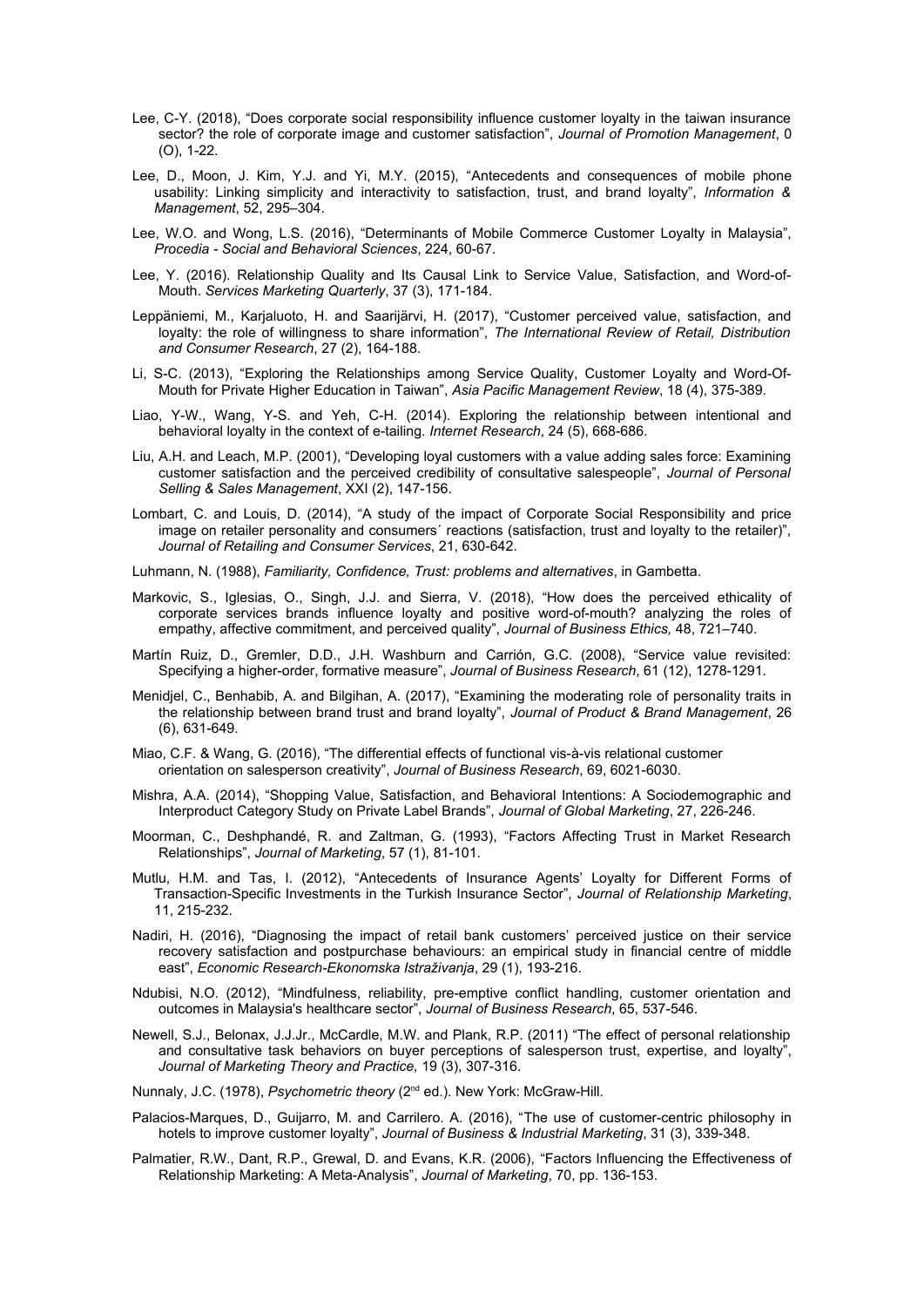Lee, C-Y. (2018), "Does corporate social responsibility influence customer loyalty in the taiwan insurance sector? the role of corporate image and customer satisfaction", *Journal of Promotion Management*, 0 (O), 1-22.

Lee, D., Moon, J. Kim, Y.J. and Yi, M.Y. (2015), "Antecedents and consequences of mobile phone usability: Linking simplicity and interactivity to satisfaction, trust, and brand loyalty", *Information & Management*, 52, 295–304.

Lee, W.O. and Wong, L.S. (2016), "Determinants of Mobile Commerce Customer Loyalty in Malaysia", *Procedia - Social and Behavioral Sciences*, 224, 60-67.

Lee, Y. (2016). Relationship Quality and Its Causal Link to Service Value, Satisfaction, and Word-of-Mouth. *Services Marketing Quarterly*, 37 (3), 171-184.

Leppäniemi, M., Karjaluoto, H. and Saarijärvi, H. (2017), "Customer perceived value, satisfaction, and loyalty: the role of willingness to share information", *The International Review of Retail, Distribution and Consumer Research*, 27 (2), 164-188.

Li, S-C. (2013), "Exploring the Relationships among Service Quality, Customer Loyalty and Word-Of-Mouth for Private Higher Education in Taiwan", *Asia Pacific Management Review*, 18 (4), 375-389.

Liao, Y-W., Wang, Y-S. and Yeh, C-H. (2014). Exploring the relationship between intentional and behavioral loyalty in the context of e-tailing. *Internet Research*, 24 (5), 668-686.

Liu, A.H. and Leach, M.P. (2001), "Developing loyal customers with a value adding sales force: Examining customer satisfaction and the perceived credibility of consultative salespeople", *Journal of Personal Selling & Sales Management*, XXI (2), 147-156.

Lombart, C. and Louis, D. (2014), "A study of the impact of Corporate Social Responsibility and price image on retailer personality and consumers´ reactions (satisfaction, trust and loyalty to the retailer)", *Journal of Retailing and Consumer Services*, 21, 630-642.

Luhmann, N. (1988), *Familiarity, Confidence, Trust: problems and alternatives*, in Gambetta.

Markovic, S., Iglesias, O., Singh, J.J. and Sierra, V. (2018), "How does the perceived ethicality of corporate services brands influence loyalty and positive word-of-mouth? analyzing the roles of empathy, affective commitment, and perceived quality", *Journal of Business Ethics,* 48, 721–740.

Martín Ruiz, D., Gremler, D.D., J.H. Washburn and Carrión, G.C. (2008), "Service value revisited: Specifying a higher-order, formative measure", *Journal of Business Research*, 61 (12), 1278-1291.

Menidjel, C., Benhabib, A. and Bilgihan, A. (2017), "Examining the moderating role of personality traits in the relationship between brand trust and brand loyalty", *Journal of Product & Brand Management*, 26 (6), 631-649.

Miao, C.F. & Wang, G. (2016), "The differential effects of functional vis-à-vis relational customer orientation on salesperson creativity", *Journal of Business Research*, 69, 6021-6030.

Mishra, A.A. (2014), "Shopping Value, Satisfaction, and Behavioral Intentions: A Sociodemographic and Interproduct Category Study on Private Label Brands", *Journal of Global Marketing*, 27, 226-246.

Moorman, C., Deshphandé, R. and Zaltman, G. (1993), "Factors Affecting Trust in Market Research Relationships", *Journal of Marketing*, 57 (1), 81-101.

Mutlu, H.M. and Tas, I. (2012), "Antecedents of Insurance Agents' Loyalty for Different Forms of Transaction-Specific Investments in the Turkish Insurance Sector", *Journal of Relationship Marketing*, 11, 215-232.

Nadiri, H. (2016), "Diagnosing the impact of retail bank customers' perceived justice on their service recovery satisfaction and postpurchase behaviours: an empirical study in financial centre of middle east", *Economic Research-Ekonomska Istraživanja*, 29 (1), 193-216.

Ndubisi, N.O. (2012), "Mindfulness, reliability, pre-emptive conflict handling, customer orientation and outcomes in Malaysia's healthcare sector", *Journal of Business Research*, 65, 537-546.

Newell, S.J., Belonax, J.J.Jr., McCardle, M.W. and Plank, R.P. (2011) "The effect of personal relationship and consultative task behaviors on buyer perceptions of salesperson trust, expertise, and loyalty", *Journal of Marketing Theory and Practice,* 19 (3), 307-316.

Nunnaly, J.C. (1978), *Psychometric theory* (2nd ed.). New York: McGraw-Hill.

Palacios-Marques, D., Guijarro, M. and Carrilero. A. (2016), "The use of customer-centric philosophy in hotels to improve customer loyalty", *Journal of Business & Industrial Marketing*, 31 (3), 339-348.

Palmatier, R.W., Dant, R.P., Grewal, D. and Evans, K.R. (2006), "Factors Influencing the Effectiveness of Relationship Marketing: A Meta-Analysis", *Journal of Marketing*, 70, pp. 136-153.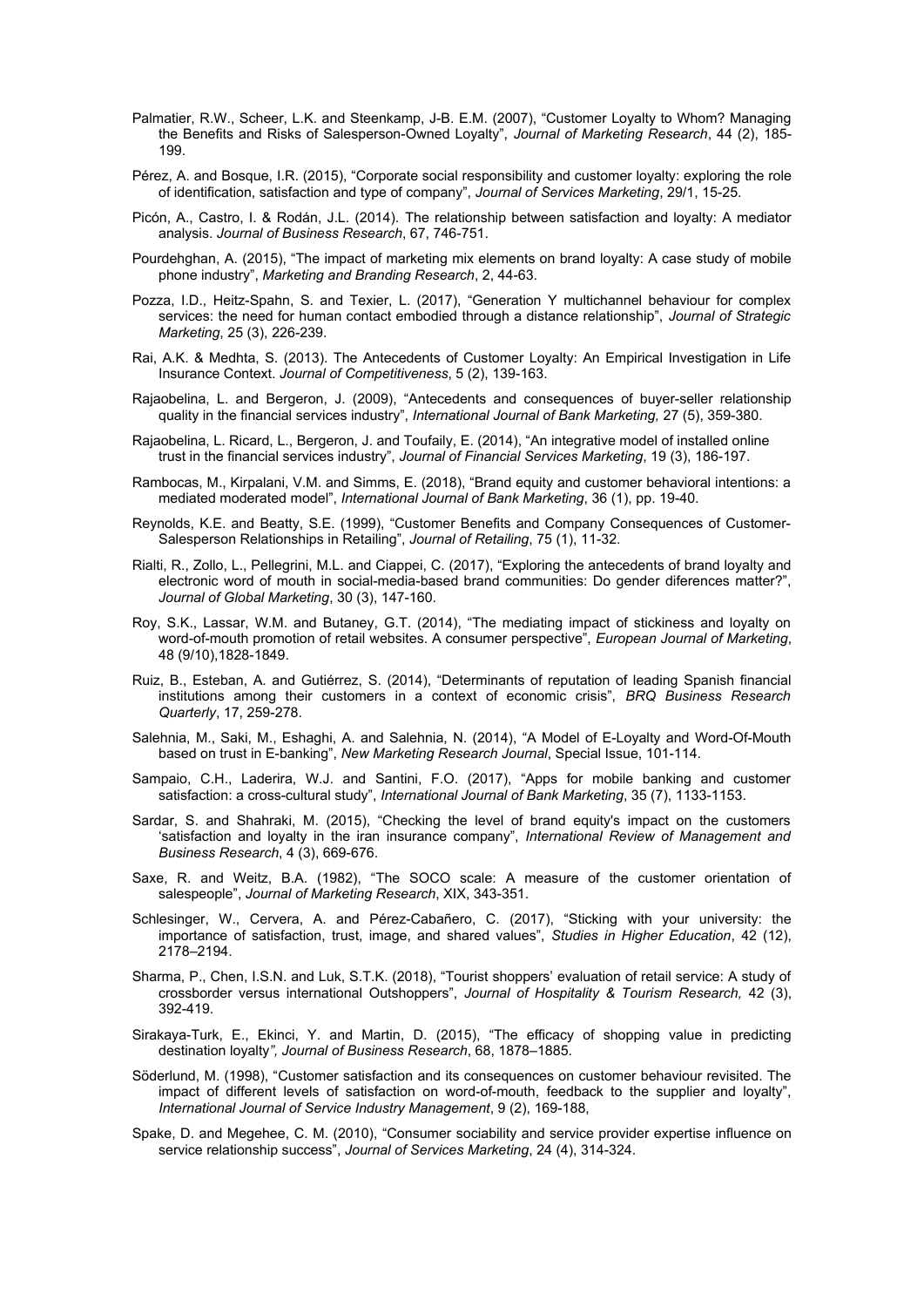Palmatier, R.W., Scheer, L.K. and Steenkamp, J-B. E.M. (2007), "Customer Loyalty to Whom? Managing the Benefits and Risks of Salesperson-Owned Loyalty", *Journal of Marketing Research*, 44 (2), 185-199.

Pérez, A. and Bosque, I.R. (2015), "Corporate social responsibility and customer loyalty: exploring the role of identification, satisfaction and type of company", *Journal of Services Marketing*, 29/1, 15-25.

Picón, A., Castro, I. & Rodán, J.L. (2014). The relationship between satisfaction and loyalty: A mediator analysis. *Journal of Business Research*, 67, 746-751.

Pourdehghan, A. (2015), "The impact of marketing mix elements on brand loyalty: A case study of mobile phone industry", *Marketing and Branding Research*, 2, 44-63.

Pozza, I.D., Heitz-Spahn, S. and Texier, L. (2017), "Generation Y multichannel behaviour for complex services: the need for human contact embodied through a distance relationship", *Journal of Strategic Marketing*, 25 (3), 226-239.

Rai, A.K. & Medhta, S. (2013). The Antecedents of Customer Loyalty: An Empirical Investigation in Life Insurance Context. *Journal of Competitiveness*, 5 (2), 139-163.

Rajaobelina, L. and Bergeron, J. (2009), "Antecedents and consequences of buyer-seller relationship quality in the financial services industry", *International Journal of Bank Marketing,* 27 (5), 359-380.

Rajaobelina, L. Ricard, L., Bergeron, J. and Toufaily, E. (2014), "An integrative model of installed online trust in the financial services industry", *Journal of Financial Services Marketing*, 19 (3), 186-197.

Rambocas, M., Kirpalani, V.M. and Simms, E. (2018), "Brand equity and customer behavioral intentions: a mediated moderated model", *International Journal of Bank Marketing*, 36 (1), pp. 19-40.

Reynolds, K.E. and Beatty, S.E. (1999), "Customer Benefits and Company Consequences of Customer-Salesperson Relationships in Retailing", *Journal of Retailing*, 75 (1), 11-32.

Rialti, R., Zollo, L., Pellegrini, M.L. and Ciappei, C. (2017), "Exploring the antecedents of brand loyalty and electronic word of mouth in social-media-based brand communities: Do gender diferences matter?", *Journal of Global Marketing*, 30 (3), 147-160.

Roy, S.K., Lassar, W.M. and Butaney, G.T. (2014), "The mediating impact of stickiness and loyalty on word-of-mouth promotion of retail websites. A consumer perspective", *European Journal of Marketing*, 48 (9/10),1828-1849.

Ruiz, B., Esteban, A. and Gutiérrez, S. (2014), "Determinants of reputation of leading Spanish financial institutions among their customers in a context of economic crisis", *BRQ Business Research Quarterly*, 17, 259-278.

Salehnia, M., Saki, M., Eshaghi, A. and Salehnia, N. (2014), "A Model of E-Loyalty and Word-Of-Mouth based on trust in E-banking", *New Marketing Research Journal*, Special Issue, 101-114.

Sampaio, C.H., Laderira, W.J. and Santini, F.O. (2017), "Apps for mobile banking and customer satisfaction: a cross-cultural study", *International Journal of Bank Marketing*, 35 (7), 1133-1153.

Sardar, S. and Shahraki, M. (2015), "Checking the level of brand equity's impact on the customers 'satisfaction and loyalty in the iran insurance company", *International Review of Management and Business Research*, 4 (3), 669-676.

Saxe, R. and Weitz, B.A. (1982), "The SOCO scale: A measure of the customer orientation of salespeople", *Journal of Marketing Research*, XIX, 343-351.

Schlesinger, W., Cervera, A. and Pérez-Cabañero, C. (2017), "Sticking with your university: the importance of satisfaction, trust, image, and shared values", *Studies in Higher Education*, 42 (12), 2178–2194.

Sharma, P., Chen, I.S.N. and Luk, S.T.K. (2018), "Tourist shoppers' evaluation of retail service: A study of crossborder versus international Outshoppers", *Journal of Hospitality & Tourism Research,* 42 (3), 392-419.

Sirakaya-Turk, E., Ekinci, Y. and Martin, D. (2015), "The efficacy of shopping value in predicting destination loyalty*", Journal of Business Research*, 68, 1878–1885.

Söderlund, M. (1998), "Customer satisfaction and its consequences on customer behaviour revisited. The impact of different levels of satisfaction on word-of-mouth, feedback to the supplier and loyalty", *International Journal of Service Industry Management*, 9 (2), 169-188,

Spake, D. and Megehee, C. M. (2010), "Consumer sociability and service provider expertise influence on service relationship success", *Journal of Services Marketing*, 24 (4), 314-324.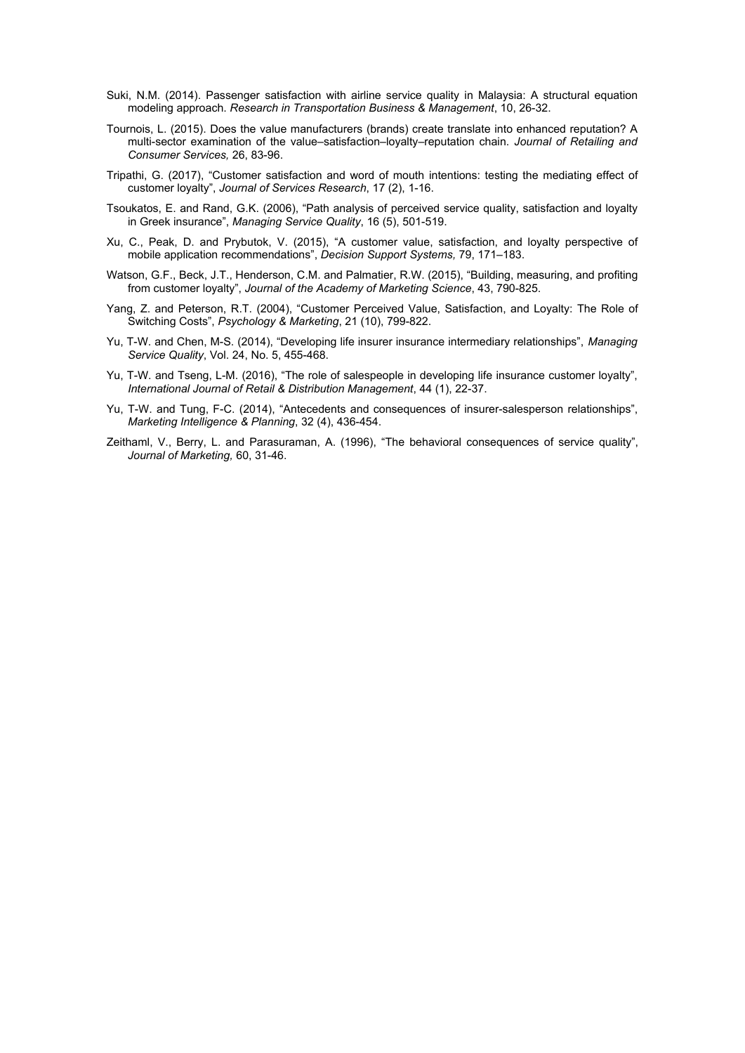Suki, N.M. (2014). Passenger satisfaction with airline service quality in Malaysia: A structural equation modeling approach. *Research in Transportation Business & Management*, 10, 26-32.

Tournois, L. (2015). Does the value manufacturers (brands) create translate into enhanced reputation? A multi-sector examination of the value–satisfaction–loyalty–reputation chain. *Journal of Retailing and Consumer Services,* 26, 83-96.

Tripathi, G. (2017), "Customer satisfaction and word of mouth intentions: testing the mediating effect of customer loyalty", *Journal of Services Research*, 17 (2), 1-16.

Tsoukatos, E. and Rand, G.K. (2006), "Path analysis of perceived service quality, satisfaction and loyalty in Greek insurance", *Managing Service Quality*, 16 (5), 501-519.

Xu, C., Peak, D. and Prybutok, V. (2015), "A customer value, satisfaction, and loyalty perspective of mobile application recommendations", *Decision Support Systems,* 79, 171–183.

Watson, G.F., Beck, J.T., Henderson, C.M. and Palmatier, R.W. (2015), "Building, measuring, and profiting from customer loyalty", *Journal of the Academy of Marketing Science*, 43, 790-825.

Yang, Z. and Peterson, R.T. (2004), "Customer Perceived Value, Satisfaction, and Loyalty: The Role of Switching Costs", *Psychology & Marketing*, 21 (10), 799-822.

Yu, T-W. and Chen, M-S. (2014), "Developing life insurer insurance intermediary relationships", *Managing Service Quality*, Vol. 24, No. 5, 455-468.

Yu, T-W. and Tseng, L-M. (2016), "The role of salespeople in developing life insurance customer loyalty", *International Journal of Retail & Distribution Management*, 44 (1), 22-37.

Yu, T-W. and Tung, F-C. (2014), "Antecedents and consequences of insurer-salesperson relationships", *Marketing Intelligence & Planning*, 32 (4), 436-454.

Zeithaml, V., Berry, L. and Parasuraman, A. (1996), "The behavioral consequences of service quality", *Journal of Marketing,* 60, 31-46.